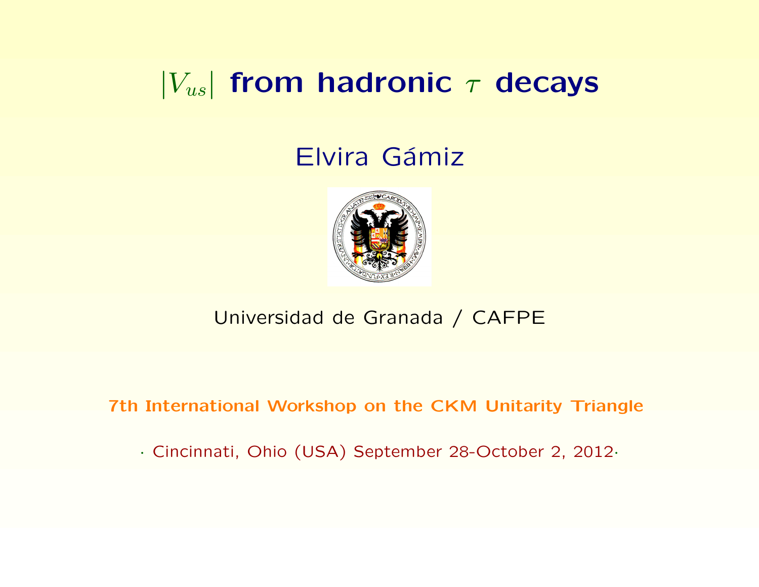# $|V_{us}|$ from hadronic $\tau$ decays

Elvira Gámiz

Universidad de Granada / CAFPE

**7th International Workshop on the CKM Unitarity Triangle**

· Cincinnati, Ohio (USA) September 28-October 2, 2012·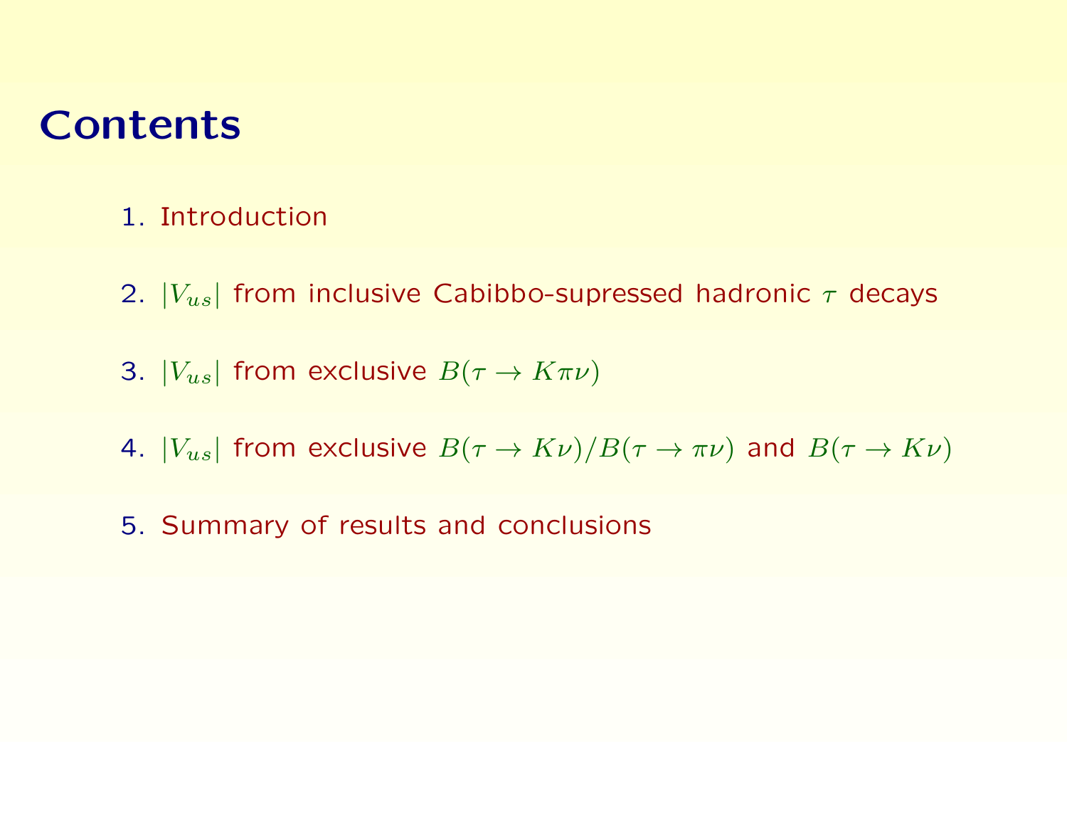# Contents

1. Introduction

2. $|V_{us}|$ from inclusive Cabibbo-supressed hadronic $\tau$ decays

3. $|V_{us}|$ from exclusive $B(\tau \to K\pi\nu)$

4. $|V_{us}|$ from exclusive $B(\tau \to K\nu)/B(\tau \to \pi\nu)$ and $B(\tau \to K\nu)$

5. Summary of results and conclusions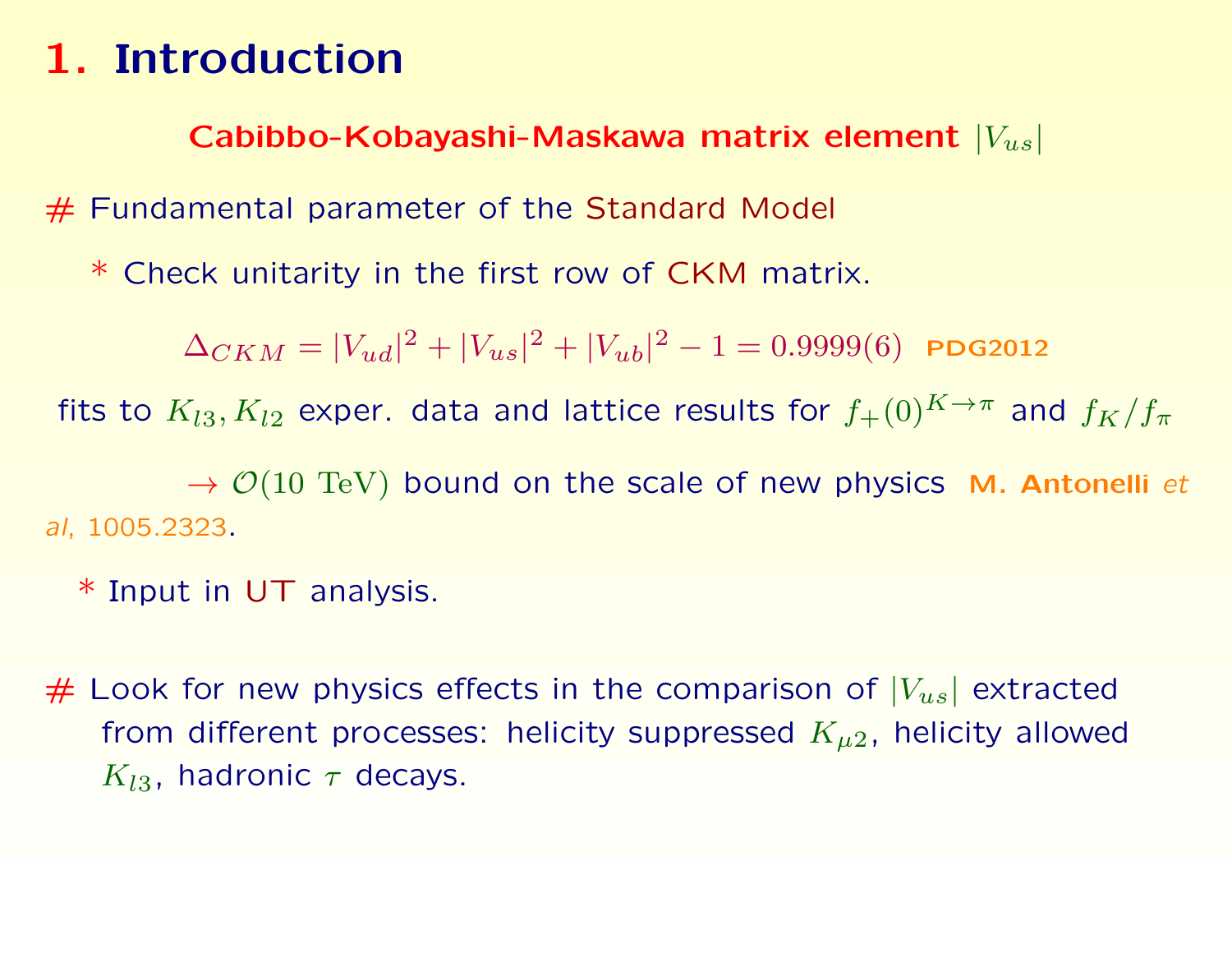# 1. Introduction

**Cabibbo-Kobayashi-Maskawa matrix element $|V_{us}|$**

# Fundamental parameter of the Standard Model

* Check unitarity in the first row of CKM matrix.

$$\Delta_{CKM} = |V_{ud}|^2 + |V_{us}|^2 + |V_{ub}|^2 - 1 = 0.9999(6) \quad \text{PDG2012}$$

fits to $K_{l3}, K_{l2}$ exper. data and lattice results for $f_+(0)^{K\to\pi}$ and $f_K/f_\pi$

$\to \mathcal{O}(10 \text{ TeV})$ bound on the scale of new physics **M. Antonelli** *et al*, 1005.2323.

* Input in UT analysis.

# Look for new physics effects in the comparison of $|V_{us}|$ extracted from different processes: helicity suppressed $K_{\mu 2}$, helicity allowed $K_{l3}$, hadronic $\tau$ decays.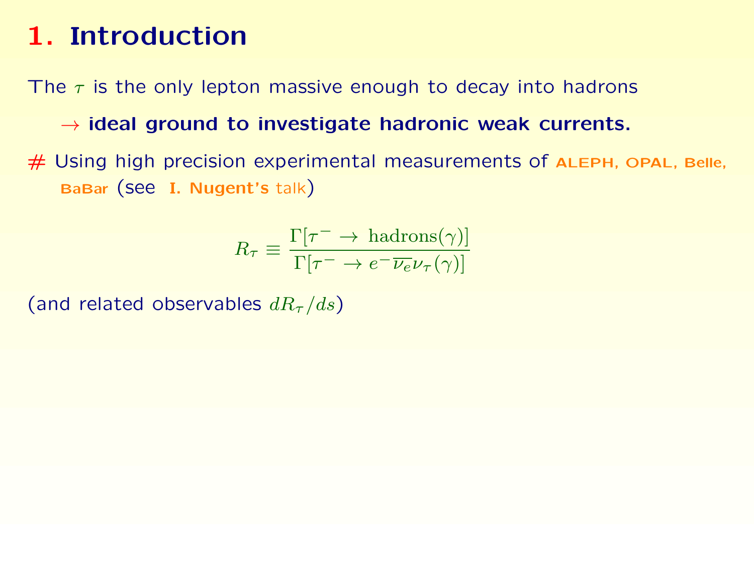# 1. Introduction

The $\tau$ is the only lepton massive enough to decay into hadrons

→ **ideal ground to investigate hadronic weak currents.**

# Using high precision experimental measurements of **ALEPH, OPAL, Belle, BaBar** (see **I. Nugent's** talk)

$$R_\tau \equiv \frac{\Gamma[\tau^- \to \text{hadrons}(\gamma)]}{\Gamma[\tau^- \to e^- \overline{\nu_e} \nu_\tau(\gamma)]}$$

(and related observables $dR_\tau/ds$)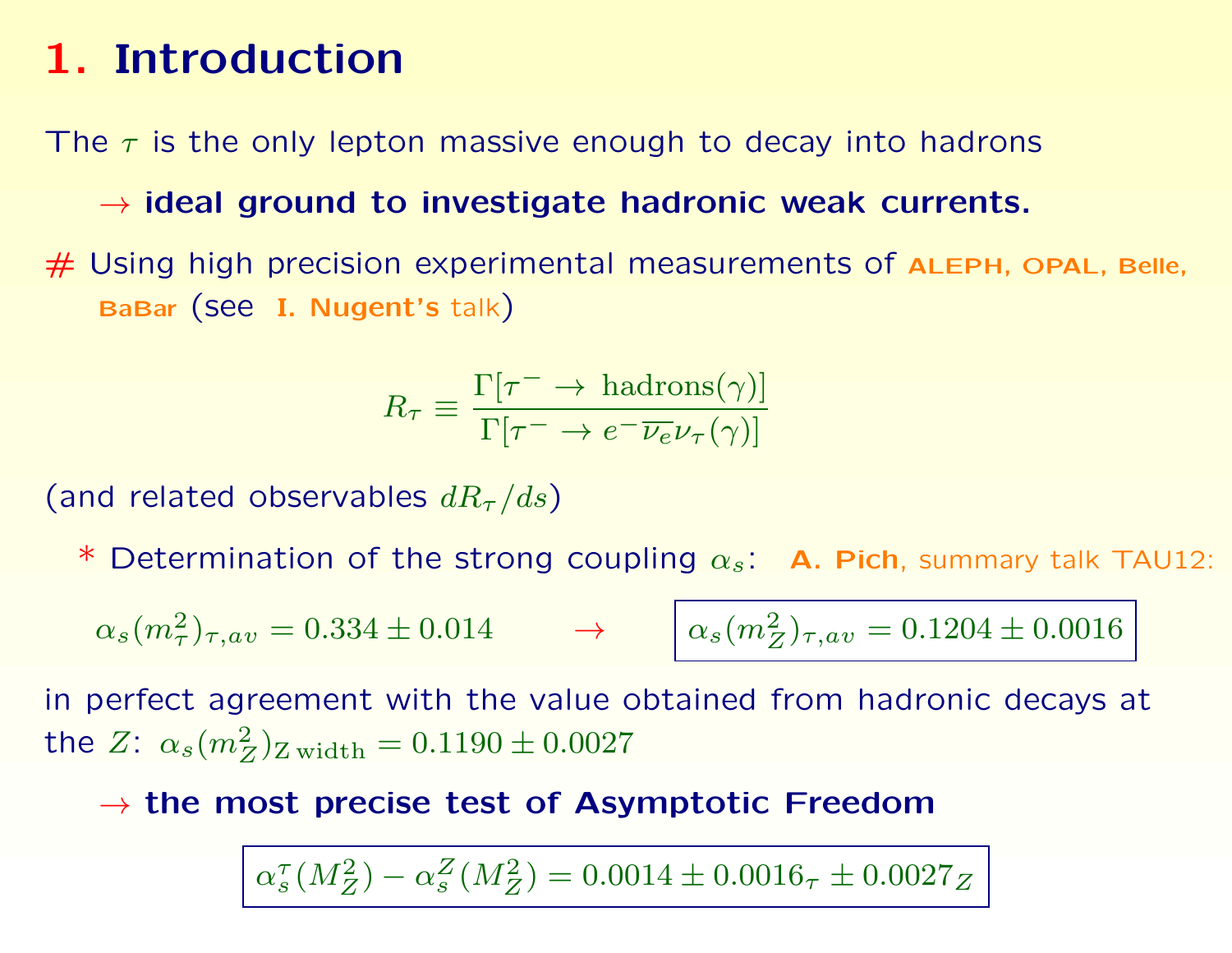# 1. Introduction

The $\tau$ is the only lepton massive enough to decay into hadrons

→ **ideal ground to investigate hadronic weak currents.**

# Using high precision experimental measurements of **ALEPH, OPAL, Belle, BaBar** (see **I. Nugent's** talk)

$$R_\tau \equiv \frac{\Gamma[\tau^- \to \text{ hadrons}(\gamma)]}{\Gamma[\tau^- \to e^- \overline{\nu_e} \nu_\tau(\gamma)]}$$

(and related observables $dR_\tau/ds$)

* Determination of the strong coupling $\alpha_s$: **A. Pich**, summary talk TAU12:

$$\alpha_s(m_\tau^2)_{\tau,av} = 0.334 \pm 0.014 \qquad \rightarrow \qquad \boxed{\alpha_s(m_Z^2)_{\tau,av} = 0.1204 \pm 0.0016}$$

in perfect agreement with the value obtained from hadronic decays at the $Z$: $\alpha_s(m_Z^2)_{\text{Z width}} = 0.1190 \pm 0.0027$

→ **the most precise test of Asymptotic Freedom**

$$\boxed{\alpha_s^\tau(M_Z^2) - \alpha_s^Z(M_Z^2) = 0.0014 \pm 0.0016_\tau \pm 0.0027_Z}$$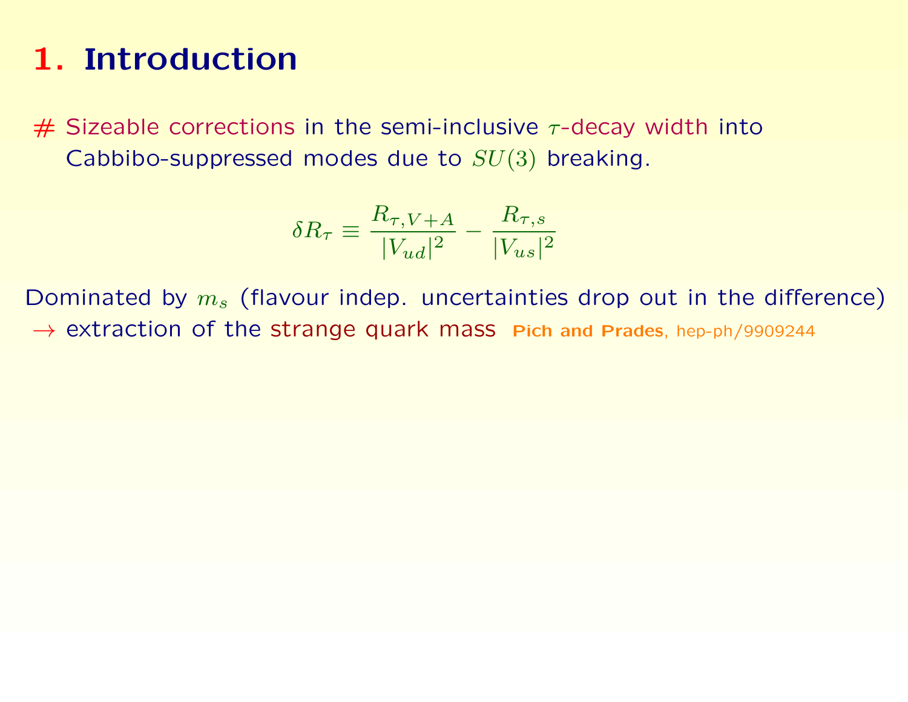# 1. Introduction

# Sizeable corrections in the semi-inclusive $\tau$-decay width into Cabbibo-suppressed modes due to $SU(3)$ breaking.

$$\delta R_\tau \equiv \frac{R_{\tau,V+A}}{|V_{ud}|^2} - \frac{R_{\tau,s}}{|V_{us}|^2}$$

Dominated by $m_s$ (flavour indep. uncertainties drop out in the difference)
$\rightarrow$ extraction of the strange quark mass **Pich and Prades**, hep-ph/9909244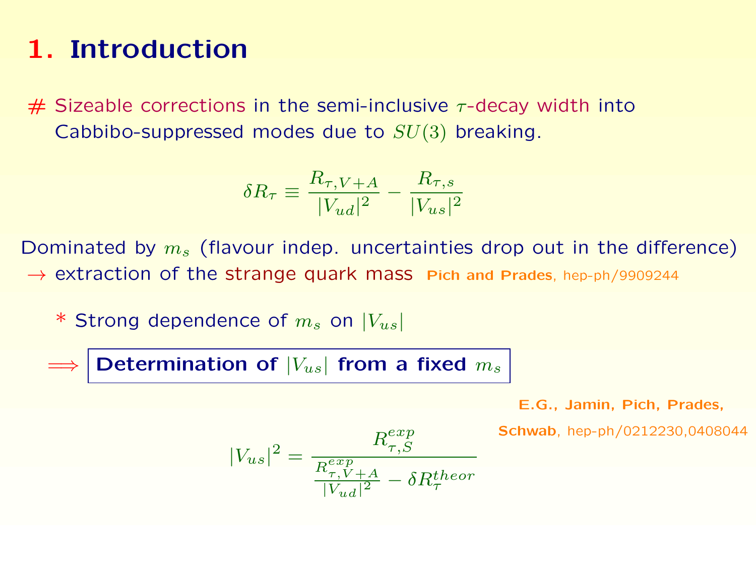# 1. Introduction

\# Sizeable corrections in the semi-inclusive $\tau$-decay width into Cabbibo-suppressed modes due to $SU(3)$ breaking.

$$\delta R_\tau \equiv \frac{R_{\tau,V+A}}{|V_{ud}|^2} - \frac{R_{\tau,s}}{|V_{us}|^2}$$

Dominated by $m_s$ (flavour indep. uncertainties drop out in the difference)
→ extraction of the strange quark mass **Pich and Prades**, hep-ph/9909244

\* Strong dependence of $m_s$ on $|V_{us}|$

⟹ **Determination of $|V_{us}|$ from a fixed $m_s$**

**E.G., Jamin, Pich, Prades, Schwab**, hep-ph/0212230,0408044

$$|V_{us}|^2 = \frac{R_{\tau,S}^{exp}}{\frac{R_{\tau,V+A}^{exp}}{|V_{ud}|^2} - \delta R_\tau^{theor}}$$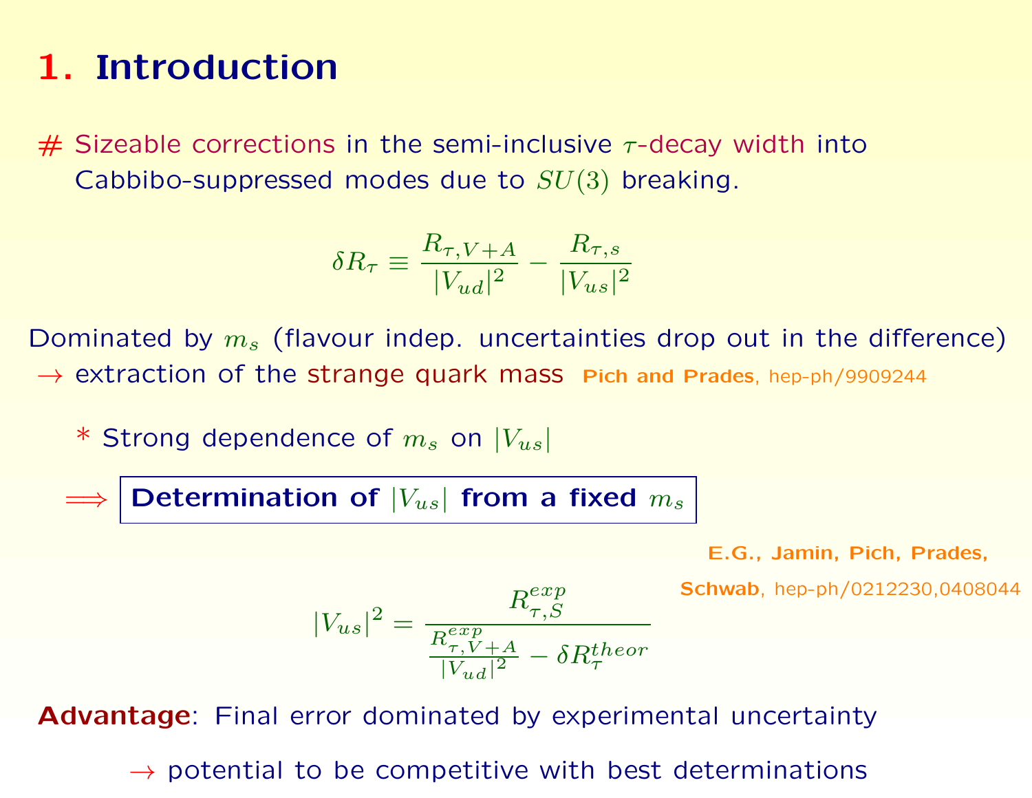# 1. Introduction

\# Sizeable corrections in the semi-inclusive $\tau$-decay width into Cabbibo-suppressed modes due to $SU(3)$ breaking.

$$\delta R_\tau \equiv \frac{R_{\tau,V+A}}{|V_{ud}|^2} - \frac{R_{\tau,s}}{|V_{us}|^2}$$

Dominated by $m_s$ (flavour indep. uncertainties drop out in the difference) → extraction of the strange quark mass **Pich and Prades**, hep-ph/9909244

\* Strong dependence of $m_s$ on $|V_{us}|$

$\Longrightarrow$ **Determination of $|V_{us}|$ from a fixed $m_s$**

**E.G., Jamin, Pich, Prades, Schwab**, hep-ph/0212230,0408044

$$|V_{us}|^2 = \frac{R_{\tau,S}^{exp}}{\frac{R_{\tau,V+A}^{exp}}{|V_{ud}|^2} - \delta R_\tau^{theor}}$$

**Advantage**: Final error dominated by experimental uncertainty

→ potential to be competitive with best determinations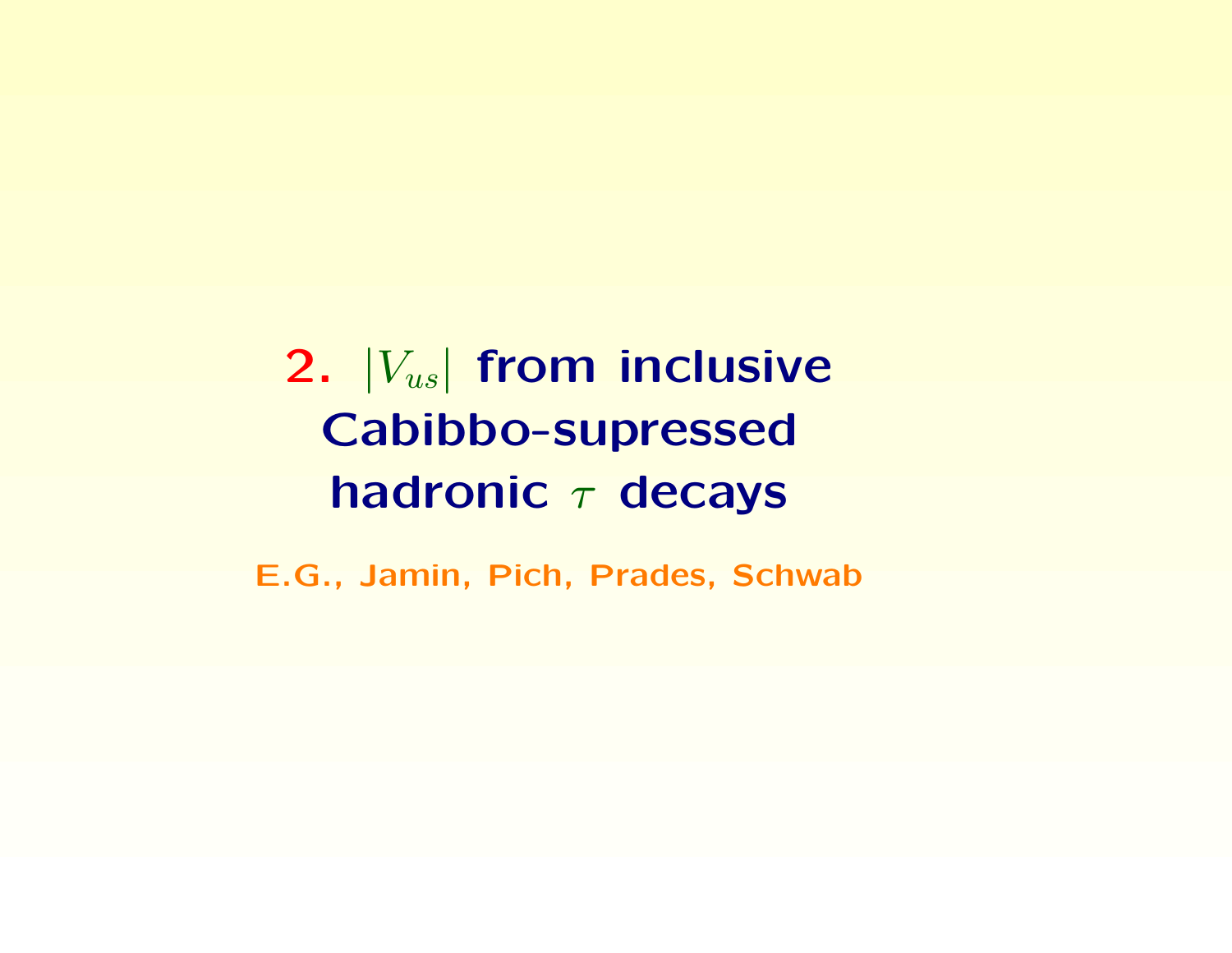# 2. $|V_{us}|$ from inclusive Cabibbo-supressed hadronic $\tau$ decays

E.G., Jamin, Pich, Prades, Schwab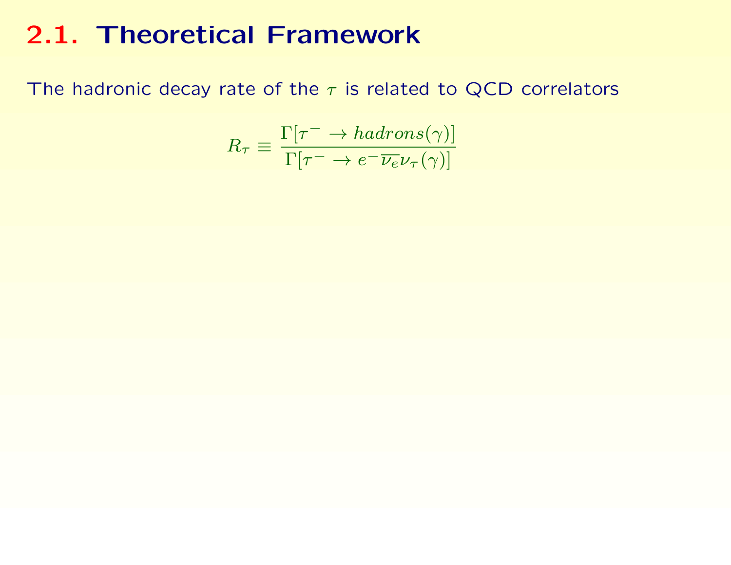## 2.1. Theoretical Framework

The hadronic decay rate of the $\tau$ is related to QCD correlators

$$R_\tau \equiv \frac{\Gamma[\tau^- \to hadrons(\gamma)]}{\Gamma[\tau^- \to e^- \overline{\nu_e} \nu_\tau(\gamma)]}$$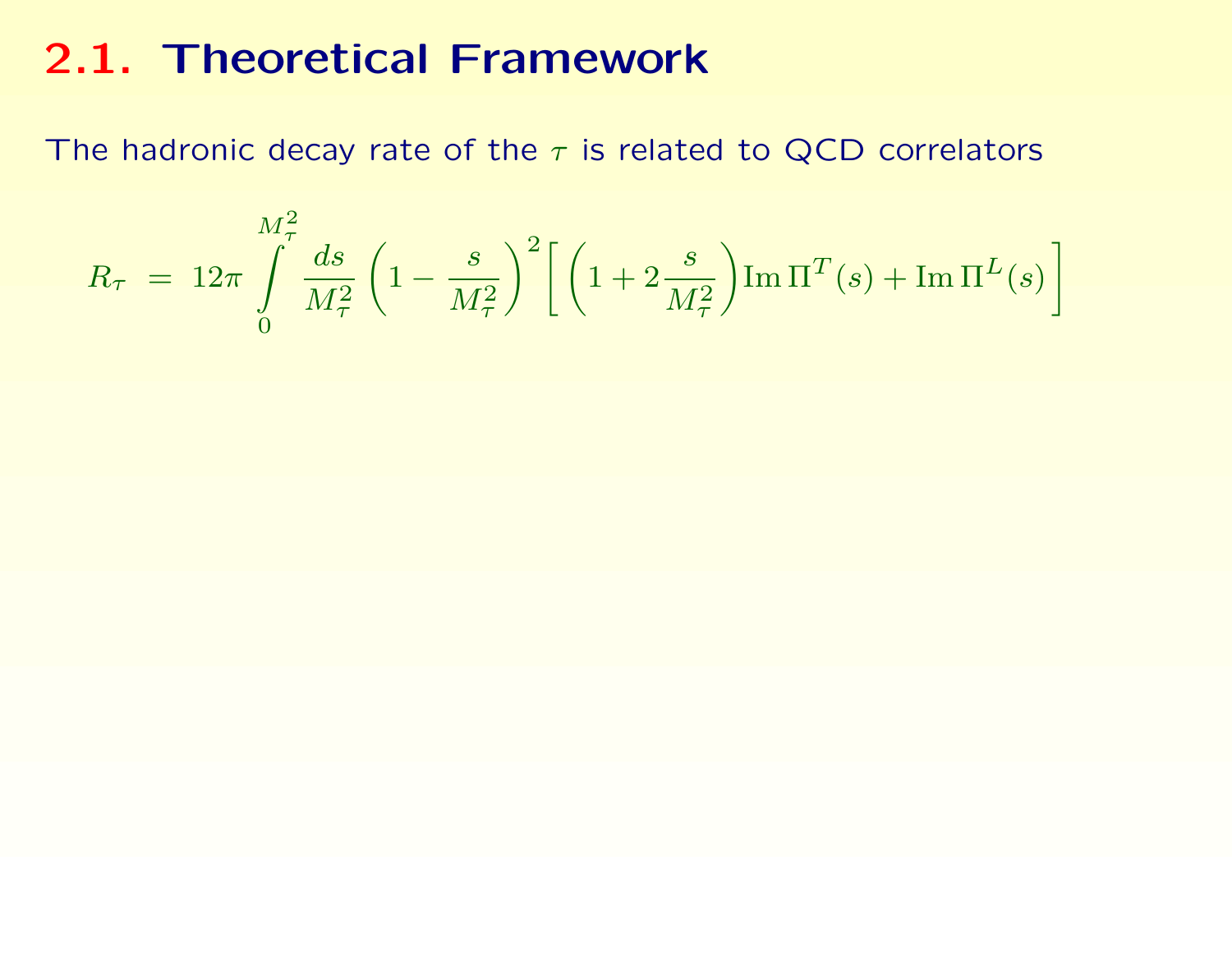## 2.1. Theoretical Framework

The hadronic decay rate of the $\tau$ is related to QCD correlators

$$R_\tau \;=\; 12\pi \int_0^{M_\tau^2} \frac{ds}{M_\tau^2} \left(1 - \frac{s}{M_\tau^2}\right)^2 \Big[ \left(1 + 2\frac{s}{M_\tau^2}\right) \mathrm{Im}\,\Pi^T(s) + \mathrm{Im}\,\Pi^L(s) \Big]$$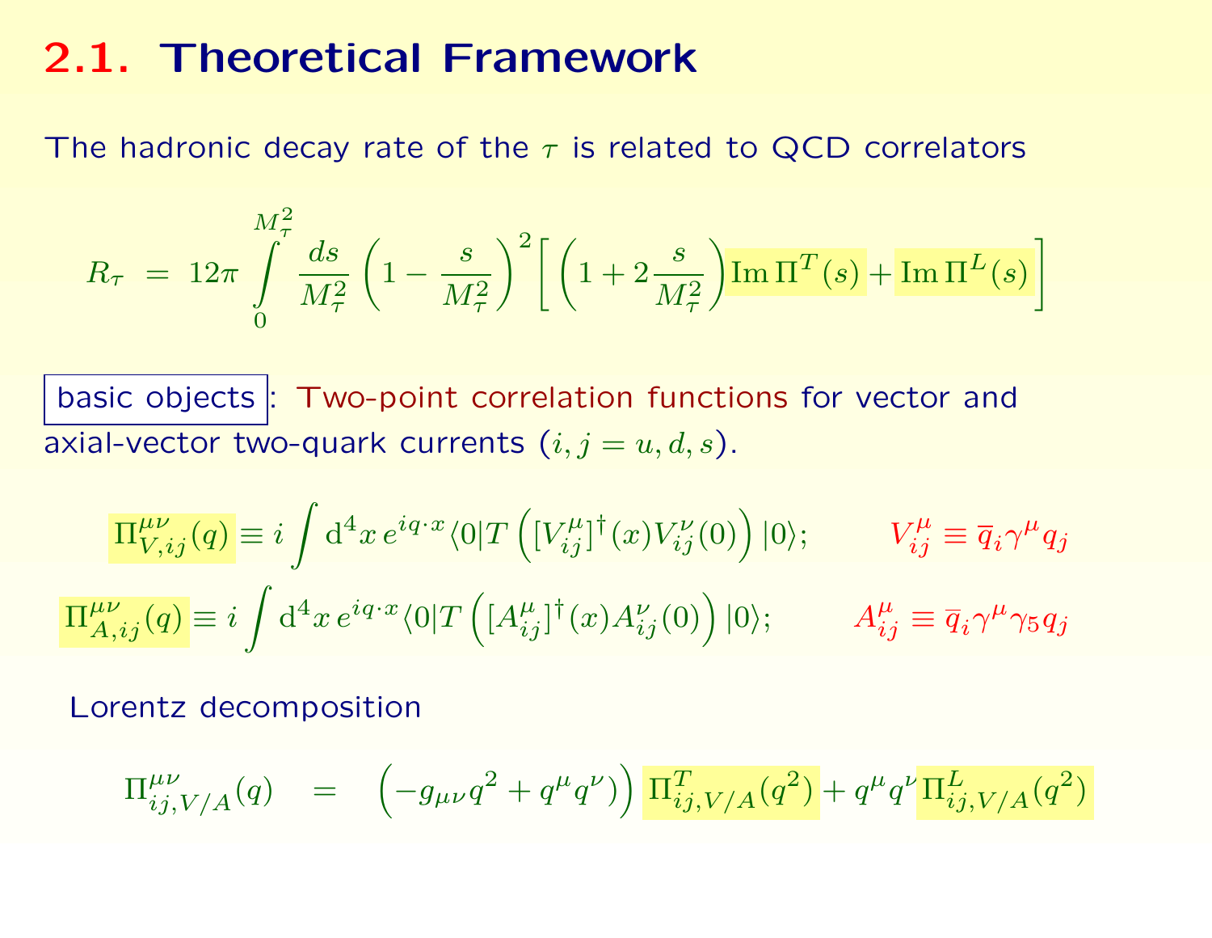# 2.1. Theoretical Framework

The hadronic decay rate of the $\tau$ is related to QCD correlators

$$R_\tau \;=\; 12\pi \int_0^{M_\tau^2} \frac{ds}{M_\tau^2} \left(1 - \frac{s}{M_\tau^2}\right)^2 \left[ \left(1 + 2\frac{s}{M_\tau^2}\right) \mathrm{Im}\,\Pi^T(s) + \mathrm{Im}\,\Pi^L(s) \right]$$

basic objects : Two-point correlation functions for vector and axial-vector two-quark currents ($i, j = u, d, s$).

$$\Pi^{\mu\nu}_{V,ij}(q) \equiv i \int \mathrm{d}^4x\, e^{iq\cdot x} \langle 0 | T\left( [V^\mu_{ij}]^\dagger(x) V^\nu_{ij}(0) \right) |0\rangle; \qquad V^\mu_{ij} \equiv \overline{q}_i \gamma^\mu q_j$$

$$\Pi^{\mu\nu}_{A,ij}(q) \equiv i \int \mathrm{d}^4x\, e^{iq\cdot x} \langle 0 | T\left( [A^\mu_{ij}]^\dagger(x) A^\nu_{ij}(0) \right) |0\rangle; \qquad A^\mu_{ij} \equiv \overline{q}_i \gamma^\mu \gamma_5 q_j$$

Lorentz decomposition

$$\Pi^{\mu\nu}_{ij,V/A}(q) \quad = \quad \left( -g_{\mu\nu} q^2 + q^\mu q^\nu \right) \Pi^T_{ij,V/A}(q^2) + q^\mu q^\nu \Pi^L_{ij,V/A}(q^2)$$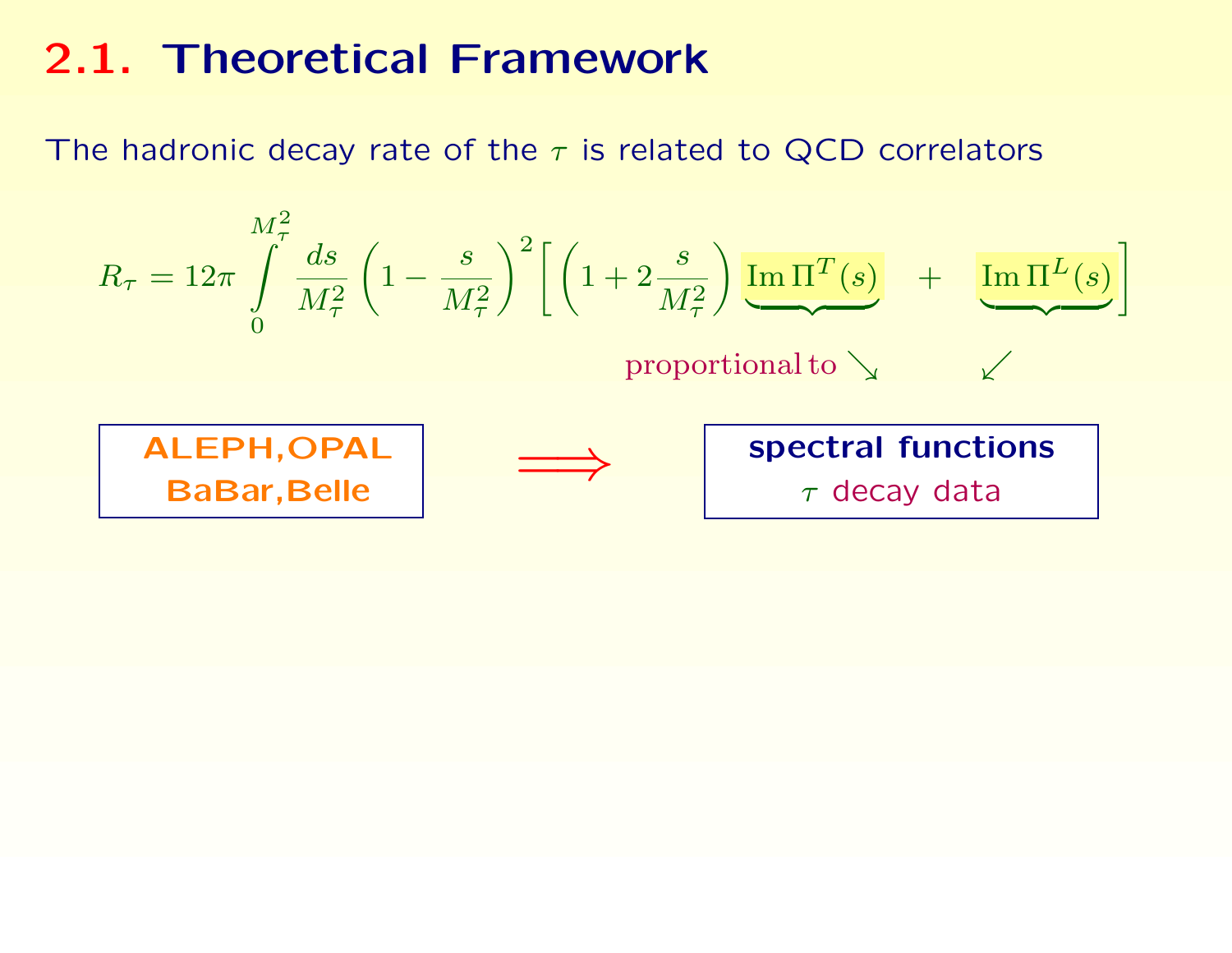# 2.1. Theoretical Framework

The hadronic decay rate of the $\tau$ is related to QCD correlators

$$R_\tau = 12\pi \int_0^{M_\tau^2} \frac{ds}{M_\tau^2} \left(1 - \frac{s}{M_\tau^2}\right)^2 \left[ \left(1 + 2\frac{s}{M_\tau^2}\right) \underbrace{\mathrm{Im}\,\Pi^T(s)} \quad + \quad \underbrace{\mathrm{Im}\,\Pi^L(s)} \right]$$

proportional to $\searrow$ $\swarrow$

**ALEPH,OPAL**
**BaBar,Belle**

$\Longrightarrow$

**spectral functions**
$\tau$ decay data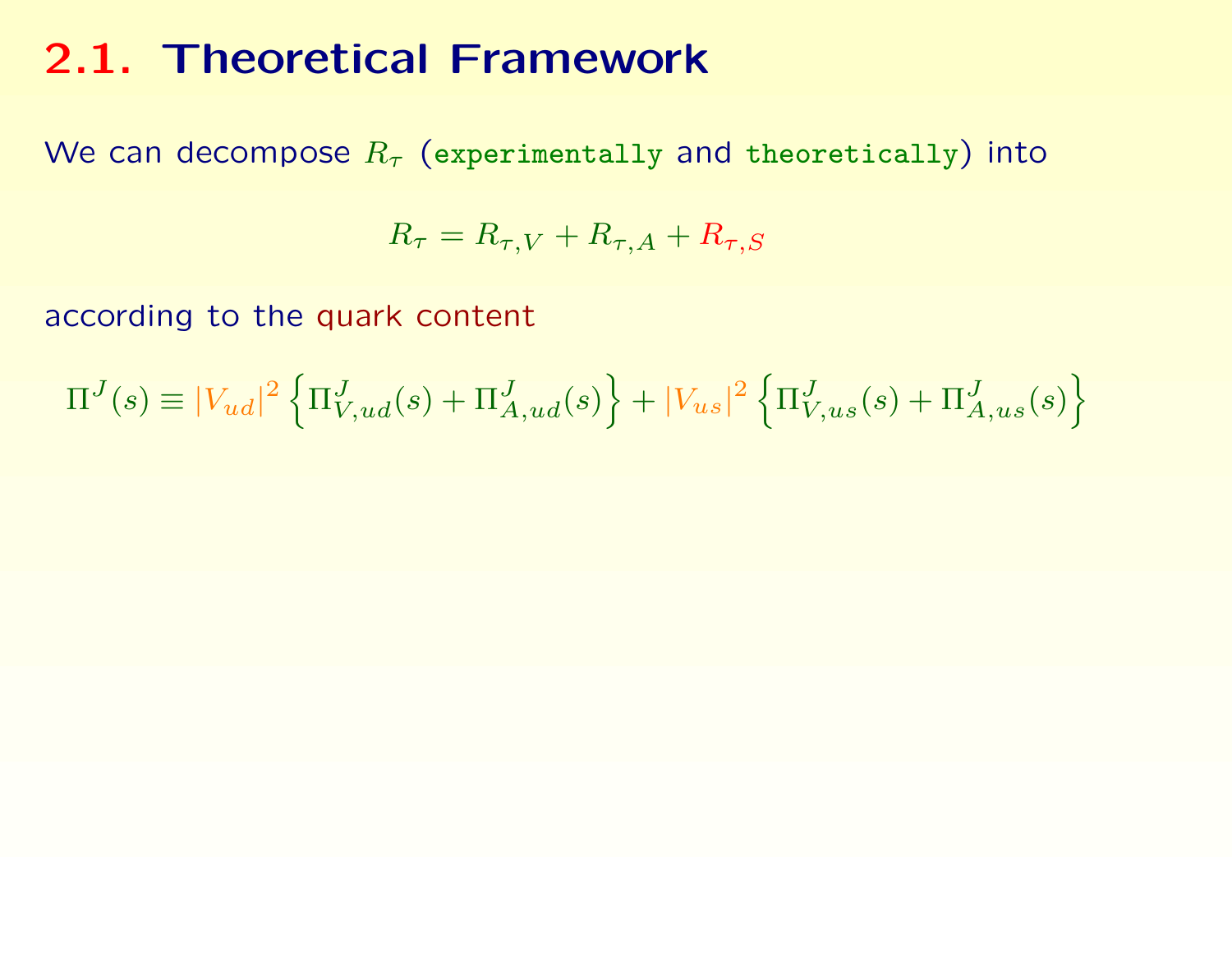## 2.1. Theoretical Framework

We can decompose $R_\tau$ (experimentally and theoretically) into

$$R_\tau = R_{\tau,V} + R_{\tau,A} + R_{\tau,S}$$

according to the quark content

$$\Pi^J(s) \equiv |V_{ud}|^2 \left\{ \Pi^J_{V,ud}(s) + \Pi^J_{A,ud}(s) \right\} + |V_{us}|^2 \left\{ \Pi^J_{V,us}(s) + \Pi^J_{A,us}(s) \right\}$$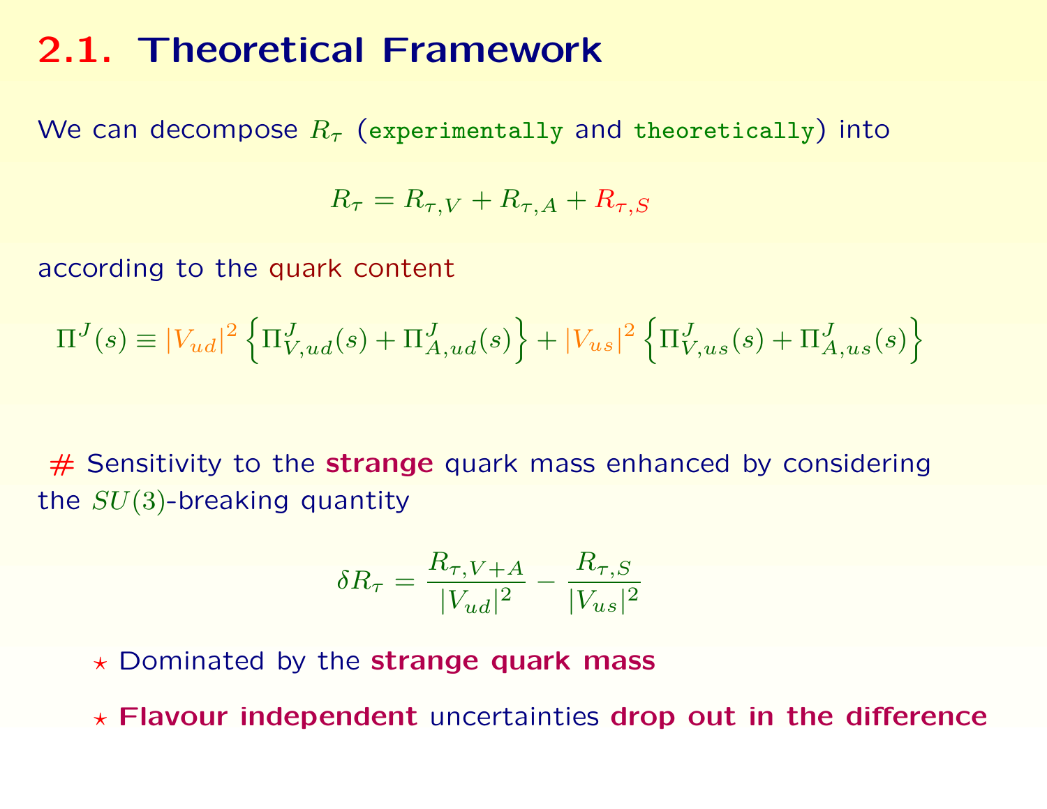## 2.1. Theoretical Framework

We can decompose $R_\tau$ (`experimentally` and `theoretically`) into

$$R_\tau = R_{\tau,V} + R_{\tau,A} + R_{\tau,S}$$

according to the quark content

$$\Pi^J(s) \equiv |V_{ud}|^2 \left\{ \Pi^J_{V,ud}(s) + \Pi^J_{A,ud}(s) \right\} + |V_{us}|^2 \left\{ \Pi^J_{V,us}(s) + \Pi^J_{A,us}(s) \right\}$$

# Sensitivity to the **strange** quark mass enhanced by considering the $SU(3)$-breaking quantity

$$\delta R_\tau = \frac{R_{\tau,V+A}}{|V_{ud}|^2} - \frac{R_{\tau,S}}{|V_{us}|^2}$$

- ⋆ Dominated by the **strange quark mass**
- ⋆ **Flavour independent** uncertainties **drop out in the difference**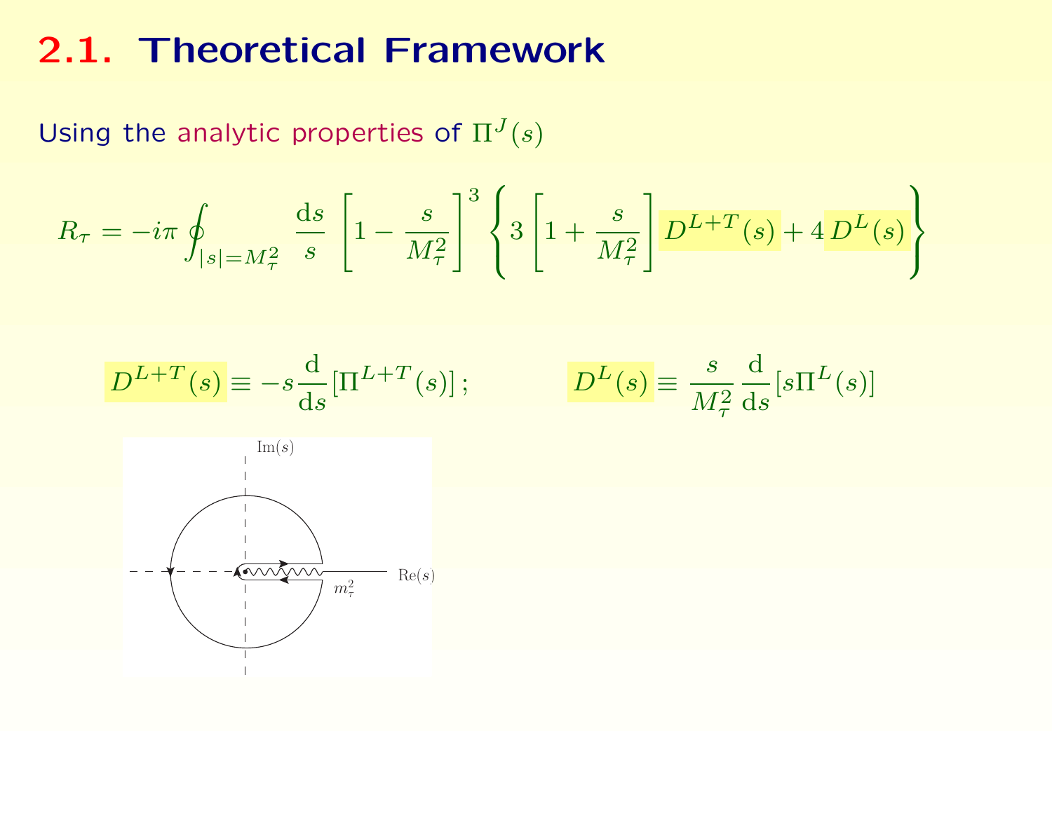# 2.1. Theoretical Framework

Using the analytic properties of $\Pi^J(s)$

$$R_\tau = -i\pi \oint_{|s|=M_\tau^2} \frac{\mathrm{d}s}{s} \left[1 - \frac{s}{M_\tau^2}\right]^3 \left\{ 3\left[1 + \frac{s}{M_\tau^2}\right] D^{L+T}(s) + 4\, D^L(s) \right\}$$

$$D^{L+T}(s) \equiv -s \frac{\mathrm{d}}{\mathrm{d}s} \left[\Pi^{L+T}(s)\right]; \qquad D^L(s) \equiv \frac{s}{M_\tau^2} \frac{\mathrm{d}}{\mathrm{d}s} \left[s \Pi^L(s)\right]$$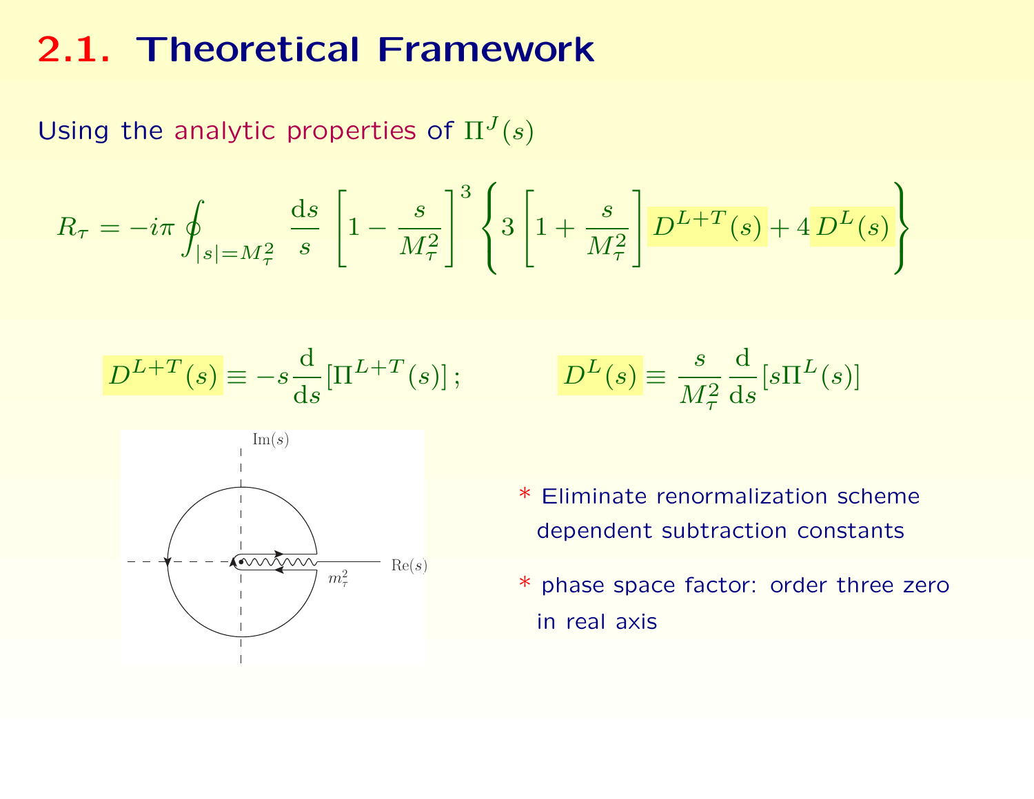# 2.1. Theoretical Framework

Using the analytic properties of $\Pi^J(s)$

$$R_\tau = -i\pi \oint_{|s|=M_\tau^2} \frac{\mathrm{d}s}{s} \left[1 - \frac{s}{M_\tau^2}\right]^3 \left\{ 3\left[1 + \frac{s}{M_\tau^2}\right] D^{L+T}(s) + 4\, D^L(s) \right\}$$

$$D^{L+T}(s) \equiv -s \frac{\mathrm{d}}{\mathrm{d}s}\left[\Pi^{L+T}(s)\right]; \qquad D^L(s) \equiv \frac{s}{M_\tau^2} \frac{\mathrm{d}}{\mathrm{d}s}\left[s\Pi^L(s)\right]$$

* Eliminate renormalization scheme dependent subtraction constants

* phase space factor: order three zero in real axis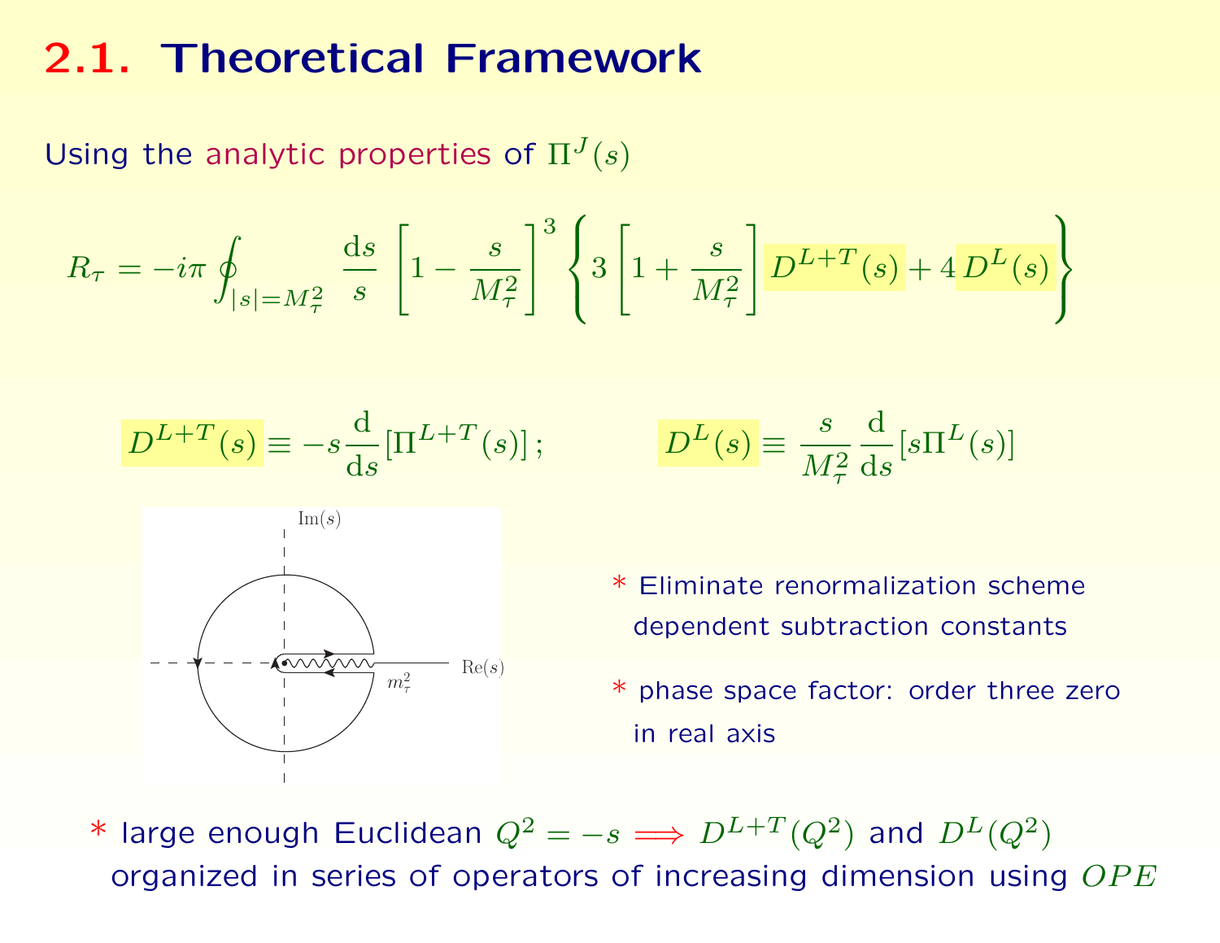# 2.1. Theoretical Framework

Using the analytic properties of $\Pi^J(s)$

$$R_\tau = -i\pi \oint_{|s|=M_\tau^2} \frac{\mathrm{d}s}{s} \left[1 - \frac{s}{M_\tau^2}\right]^3 \left\{ 3\left[1 + \frac{s}{M_\tau^2}\right] D^{L+T}(s) + 4\, D^L(s) \right\}$$

$$D^{L+T}(s) \equiv -s \frac{\mathrm{d}}{\mathrm{d}s}\left[\Pi^{L+T}(s)\right]; \qquad D^L(s) \equiv \frac{s}{M_\tau^2} \frac{\mathrm{d}}{\mathrm{d}s}\left[s\Pi^L(s)\right]$$

\* Eliminate renormalization scheme dependent subtraction constants

\* phase space factor: order three zero in real axis

\* large enough Euclidean $Q^2 = -s \Longrightarrow D^{L+T}(Q^2)$ and $D^L(Q^2)$ organized in series of operators of increasing dimension using $OPE$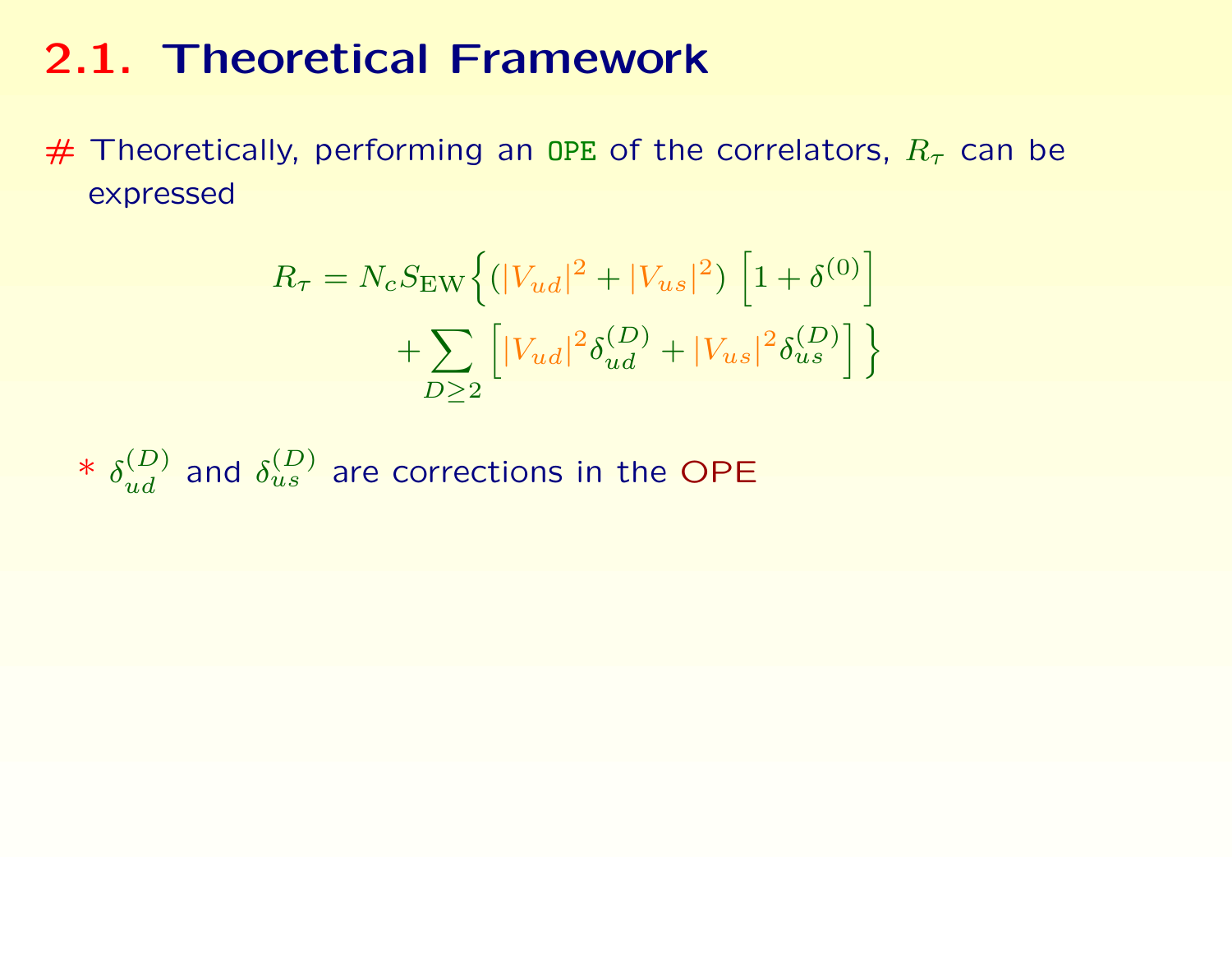## 2.1. Theoretical Framework

# Theoretically, performing an OPE of the correlators, $R_\tau$ can be expressed

$$
\begin{aligned}
R_\tau = N_c S_{\mathrm{EW}} \Big\{ & (|V_{ud}|^2 + |V_{us}|^2) \left[ 1 + \delta^{(0)} \right] \\
& + \sum_{D \geq 2} \left[ |V_{ud}|^2 \delta_{ud}^{(D)} + |V_{us}|^2 \delta_{us}^{(D)} \right] \Big\}
\end{aligned}
$$

* $\delta_{ud}^{(D)}$ and $\delta_{us}^{(D)}$ are corrections in the OPE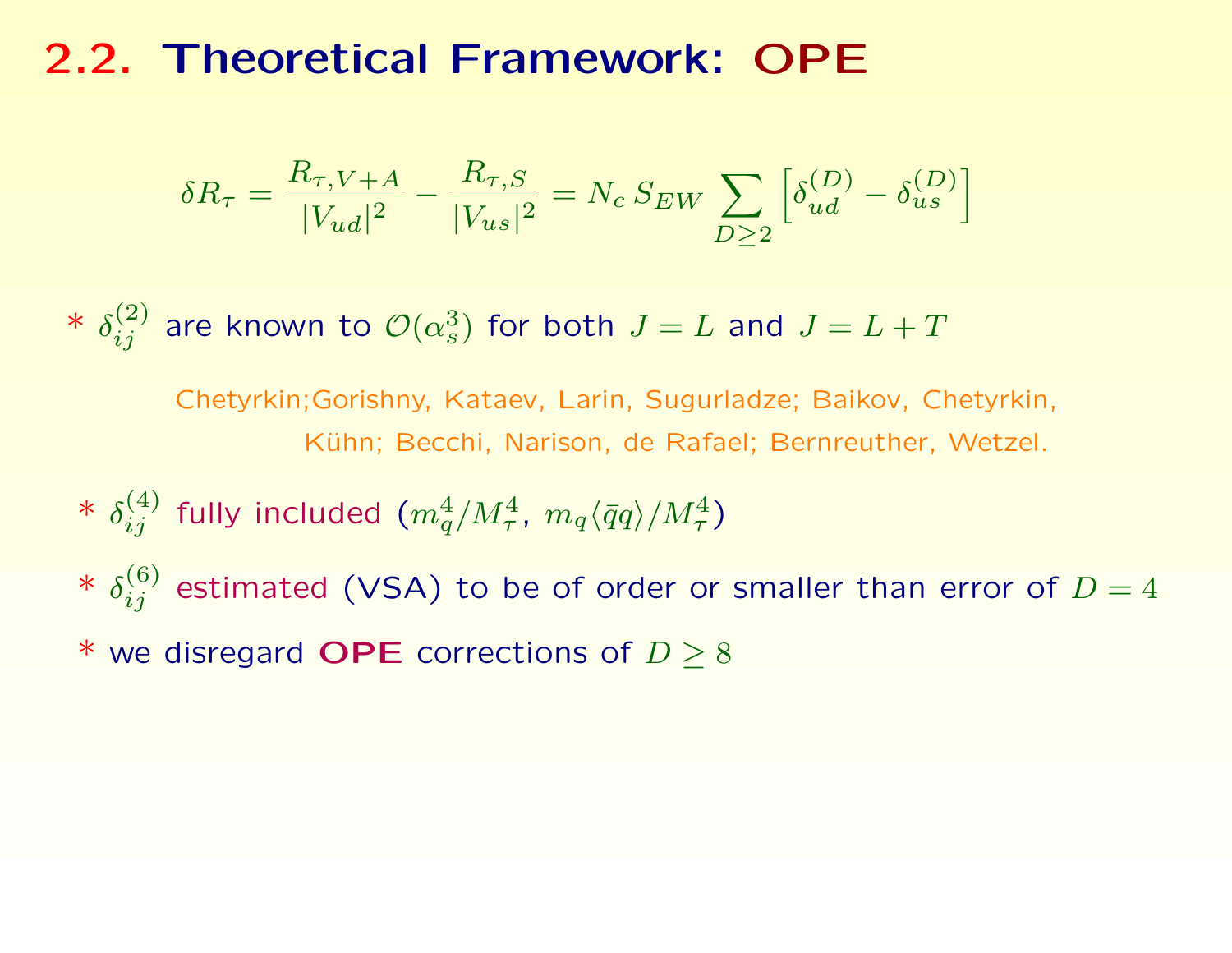# 2.2. Theoretical Framework: OPE

$$\delta R_\tau = \frac{R_{\tau,V+A}}{|V_{ud}|^2} - \frac{R_{\tau,S}}{|V_{us}|^2} = N_c\, S_{EW} \sum_{D\geq 2} \left[\delta_{ud}^{(D)} - \delta_{us}^{(D)}\right]$$

* $\delta_{ij}^{(2)}$ are known to $\mathcal{O}(\alpha_s^3)$ for both $J = L$ and $J = L + T$

  Chetyrkin;Gorishny, Kataev, Larin, Sugurladze; Baikov, Chetyrkin, Kühn; Becchi, Narison, de Rafael; Bernreuther, Wetzel.

* $\delta_{ij}^{(4)}$ fully included ($m_q^4/M_\tau^4$, $m_q\langle\bar{q}q\rangle/M_\tau^4$)

* $\delta_{ij}^{(6)}$ estimated (VSA) to be of order or smaller than error of $D = 4$

* we disregard **OPE** corrections of $D \geq 8$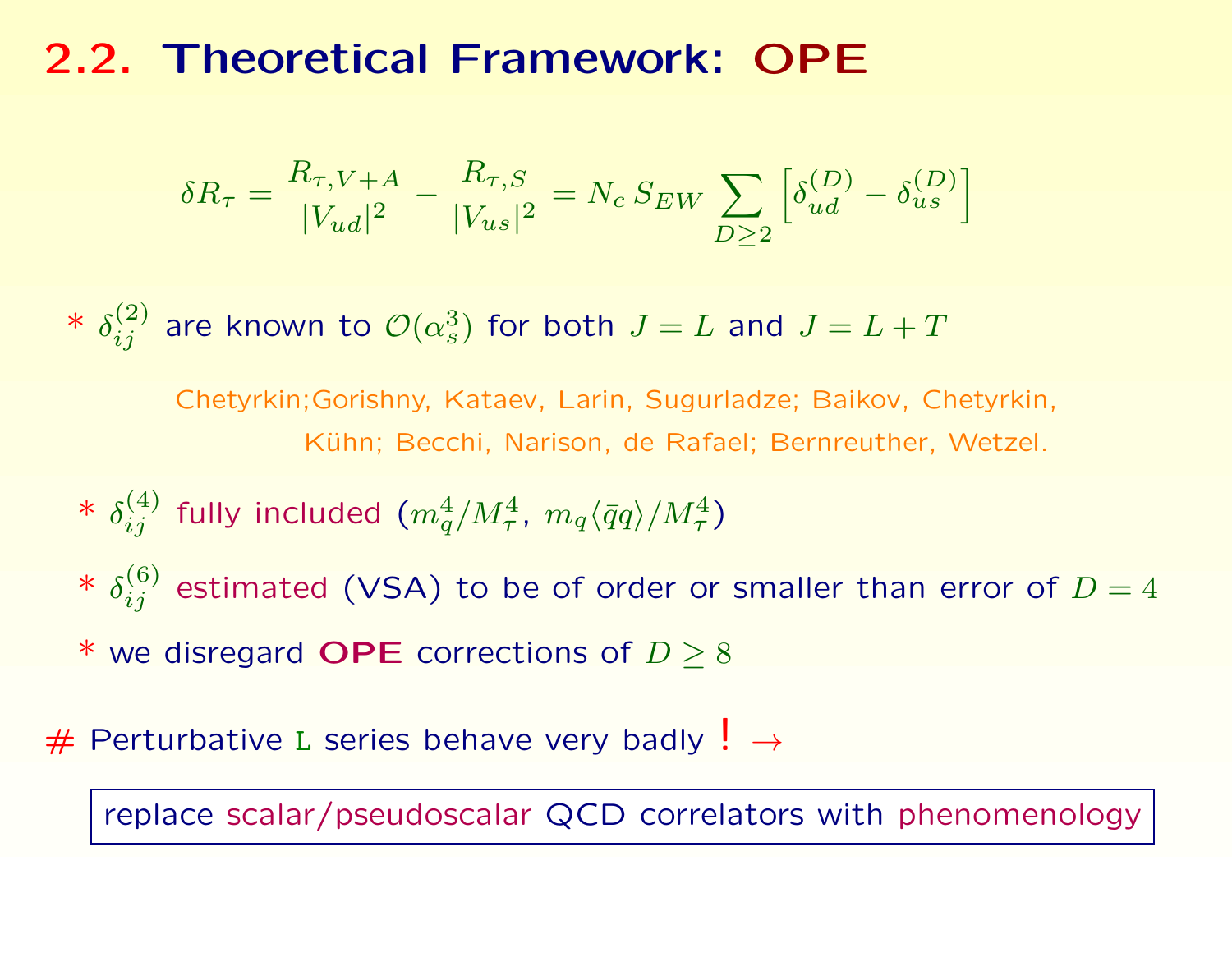# 2.2. Theoretical Framework: OPE

$$\delta R_\tau = \frac{R_{\tau,V+A}}{|V_{ud}|^2} - \frac{R_{\tau,S}}{|V_{us}|^2} = N_c \, S_{EW} \sum_{D\geq 2} \left[ \delta_{ud}^{(D)} - \delta_{us}^{(D)} \right]$$

* $\delta_{ij}^{(2)}$ are known to $\mathcal{O}(\alpha_s^3)$ for both $J = L$ and $J = L + T$

  Chetyrkin;Gorishny, Kataev, Larin, Sugurladze; Baikov, Chetyrkin, Kühn; Becchi, Narison, de Rafael; Bernreuther, Wetzel.

* $\delta_{ij}^{(4)}$ fully included ($m_q^4/M_\tau^4$, $m_q\langle\bar{q}q\rangle/M_\tau^4$)

* $\delta_{ij}^{(6)}$ estimated (VSA) to be of order or smaller than error of $D = 4$

* we disregard **OPE** corrections of $D \geq 8$

# Perturbative L series behave very badly ! →

replace scalar/pseudoscalar QCD correlators with phenomenology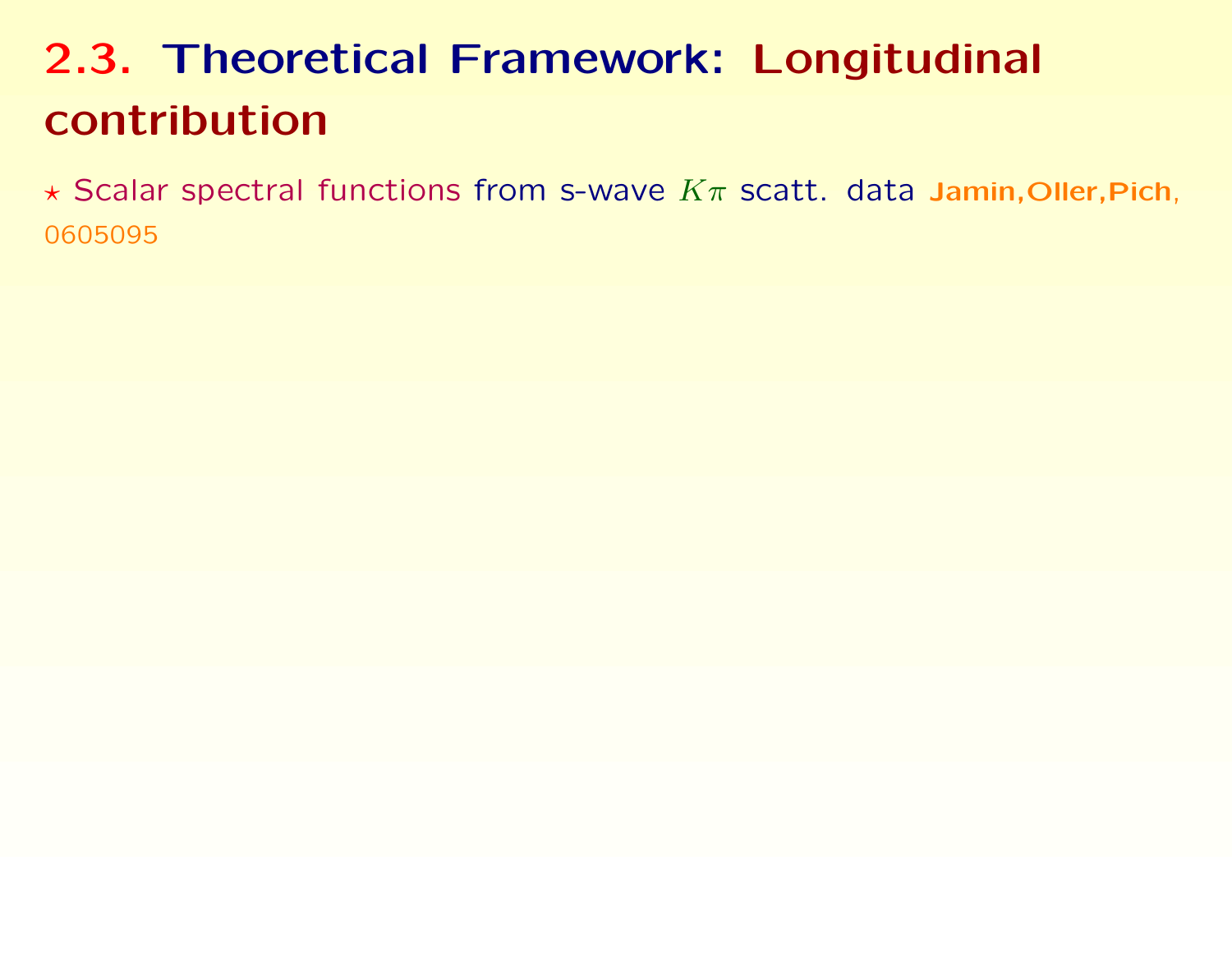## 2.3. Theoretical Framework: Longitudinal contribution

⋆ Scalar spectral functions from s-wave $K\pi$ scatt. data **Jamin,Oller,Pich**, 0605095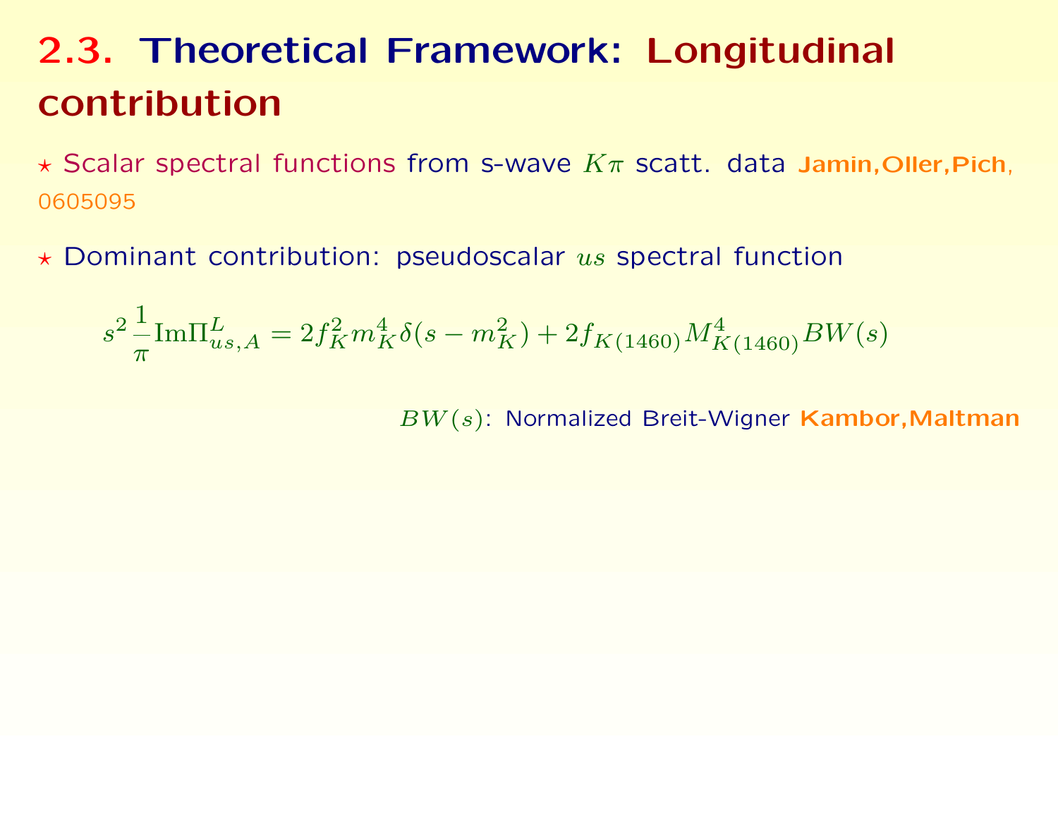## 2.3. Theoretical Framework: Longitudinal contribution

⋆ Scalar spectral functions from s-wave $K\pi$ scatt. data **Jamin,Oller,Pich**, 0605095

⋆ Dominant contribution: pseudoscalar $us$ spectral function

$$s^2 \frac{1}{\pi} \mathrm{Im}\Pi^L_{us,A} = 2 f_K^2 m_K^4 \delta(s - m_K^2) + 2 f_{K(1460)} M^4_{K(1460)} BW(s)$$

$BW(s)$: Normalized Breit-Wigner **Kambor,Maltman**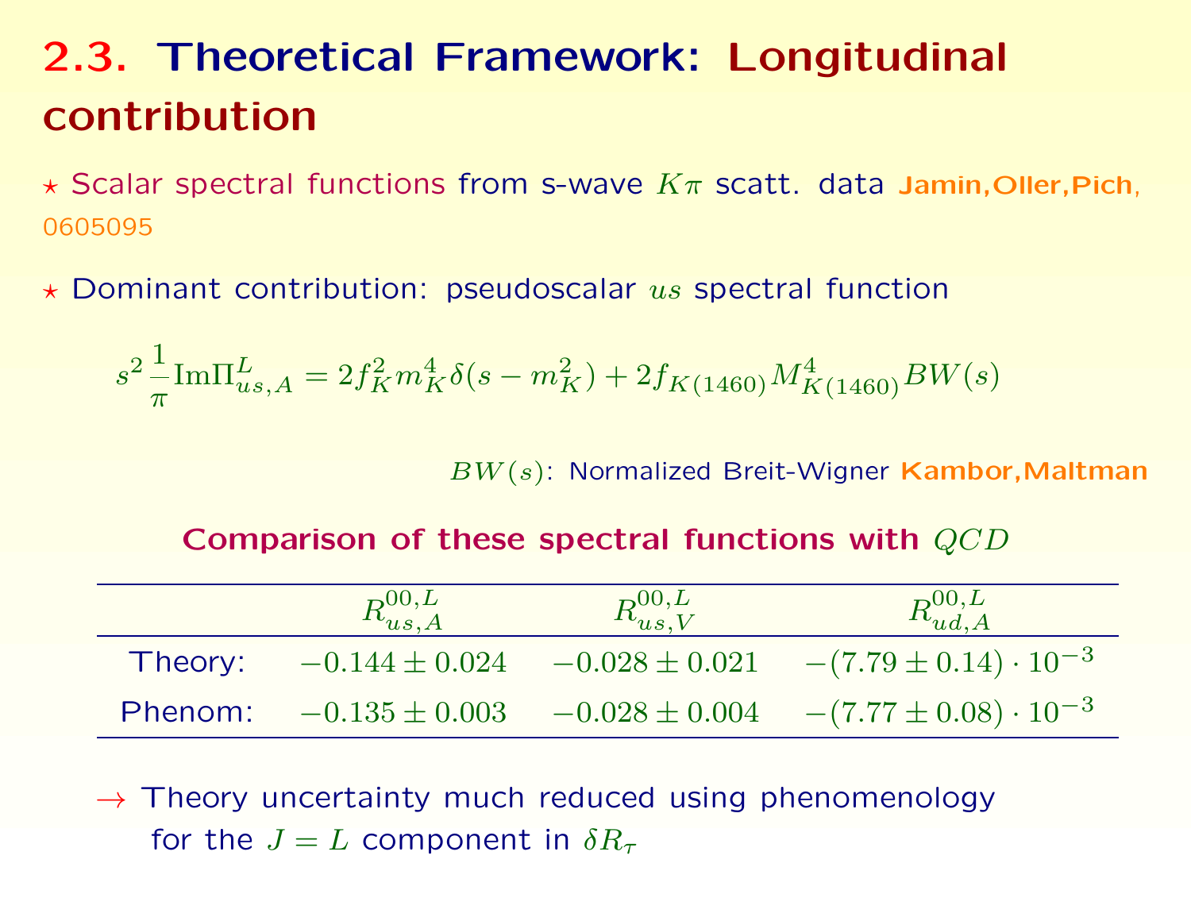## 2.3. Theoretical Framework: Longitudinal contribution

⋆ Scalar spectral functions from s-wave $K\pi$ scatt. data **Jamin,Oller,Pich**, 0605095

⋆ Dominant contribution: pseudoscalar $us$ spectral function

$$s^2 \frac{1}{\pi} \text{Im}\Pi^L_{us,A} = 2 f_K^2 m_K^4 \delta(s - m_K^2) + 2 f_{K(1460)} M^4_{K(1460)} BW(s)$$

$BW(s)$: Normalized Breit-Wigner **Kambor,Maltman**

**Comparison of these spectral functions with $QCD$**

| | $R^{00,L}_{us,A}$ | $R^{00,L}_{us,V}$ | $R^{00,L}_{ud,A}$ |
|---|---|---|---|
| Theory: | $-0.144 \pm 0.024$ | $-0.028 \pm 0.021$ | $-(7.79 \pm 0.14) \cdot 10^{-3}$ |
| Phenom: | $-0.135 \pm 0.003$ | $-0.028 \pm 0.004$ | $-(7.77 \pm 0.08) \cdot 10^{-3}$ |

→ Theory uncertainty much reduced using phenomenology for the $J = L$ component in $\delta R_\tau$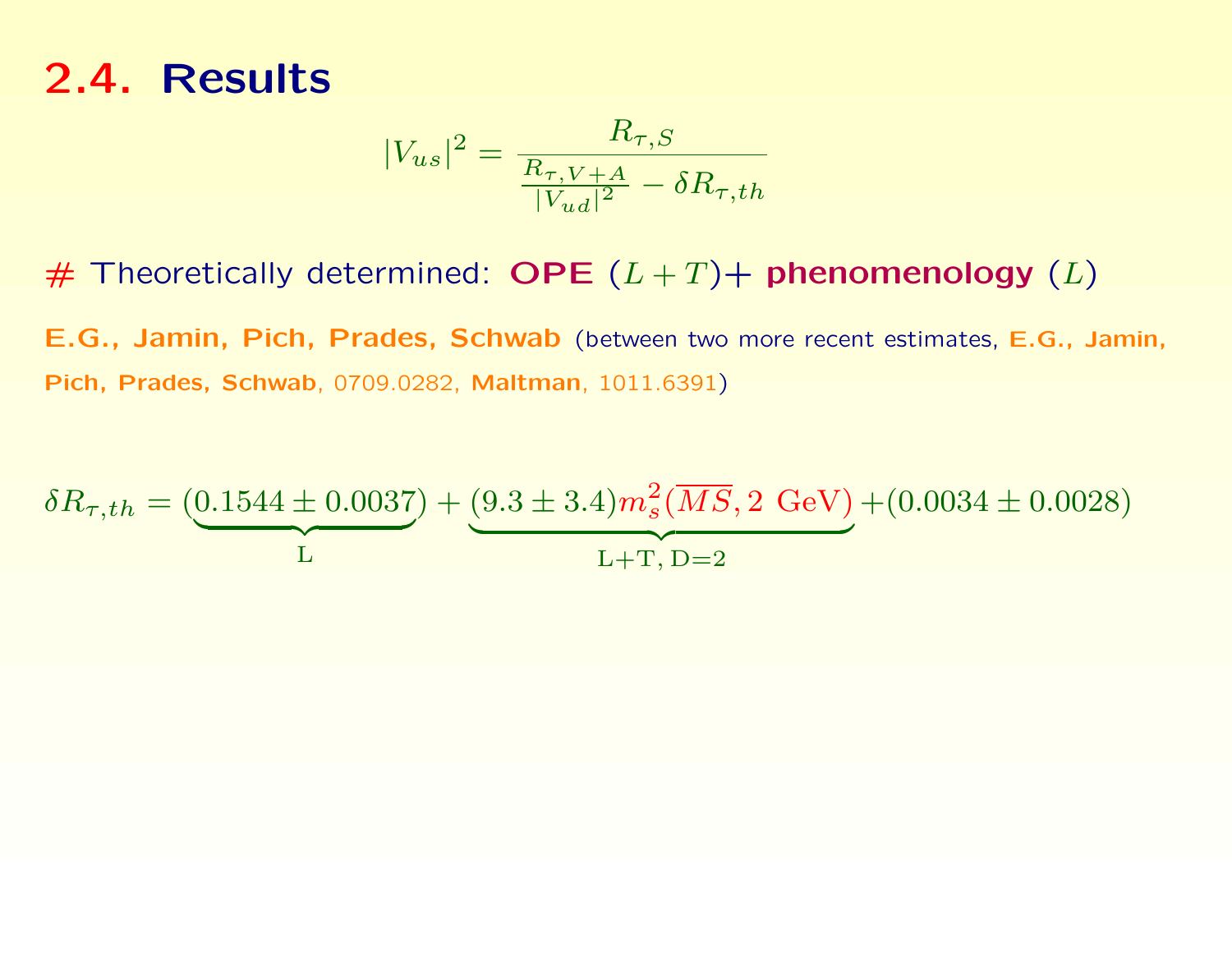## 2.4. Results

$$|V_{us}|^2 = \frac{R_{\tau,S}}{\frac{R_{\tau,V+A}}{|V_{ud}|^2} - \delta R_{\tau,th}}$$

# Theoretically determined: **OPE** $(L+T)$+ **phenomenology** $(L)$

**E.G., Jamin, Pich, Prades, Schwab** (between two more recent estimates, **E.G., Jamin, Pich, Prades, Schwab**, 0709.0282, **Maltman**, 1011.6391)

$$\delta R_{\tau,th} = (\underbrace{0.1544 \pm 0.0037}_{\text{L}}) + \underbrace{(9.3 \pm 3.4) m_s^2(\overline{MS}, 2\ \text{GeV})}_{\text{L+T, D=2}} + (0.0034 \pm 0.0028)$$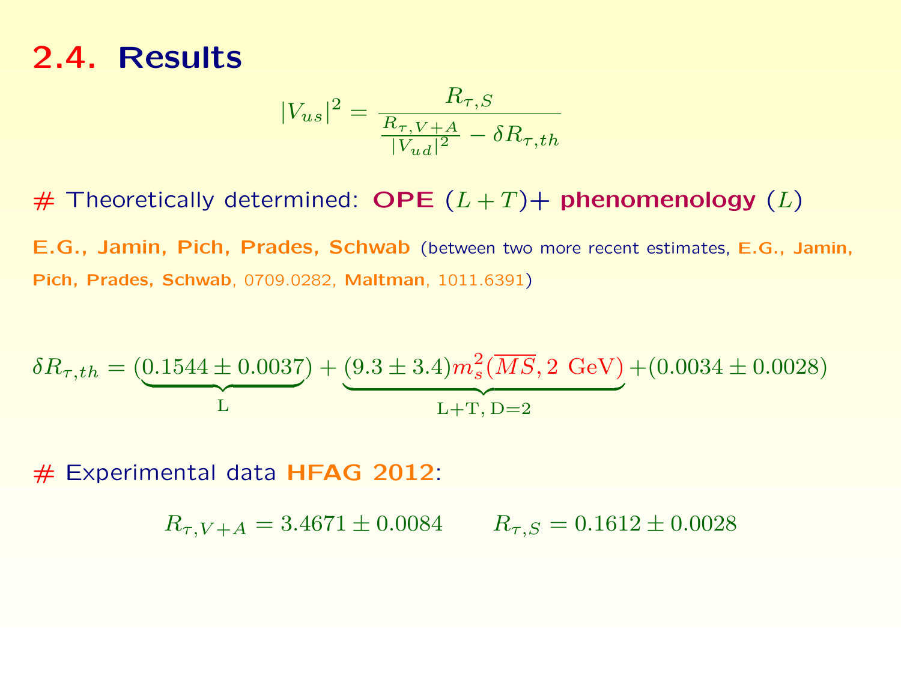## 2.4. Results

$$|V_{us}|^2 = \frac{R_{\tau,S}}{\frac{R_{\tau,V+A}}{|V_{ud}|^2} - \delta R_{\tau,th}}$$

# Theoretically determined: **OPE** $(L+T)$+ **phenomenology** $(L)$

**E.G., Jamin, Pich, Prades, Schwab** (between two more recent estimates, **E.G., Jamin, Pich, Prades, Schwab**, 0709.0282, **Maltman**, 1011.6391)

$$\delta R_{\tau,th} = (\underbrace{0.1544 \pm 0.0037}_{\text{L}}) + \underbrace{(9.3 \pm 3.4) m_s^2(\overline{MS}, 2 \text{ GeV})}_{\text{L+T, D=2}} + (0.0034 \pm 0.0028)$$

# Experimental data **HFAG 2012**:

$$R_{\tau,V+A} = 3.4671 \pm 0.0084 \qquad R_{\tau,S} = 0.1612 \pm 0.0028$$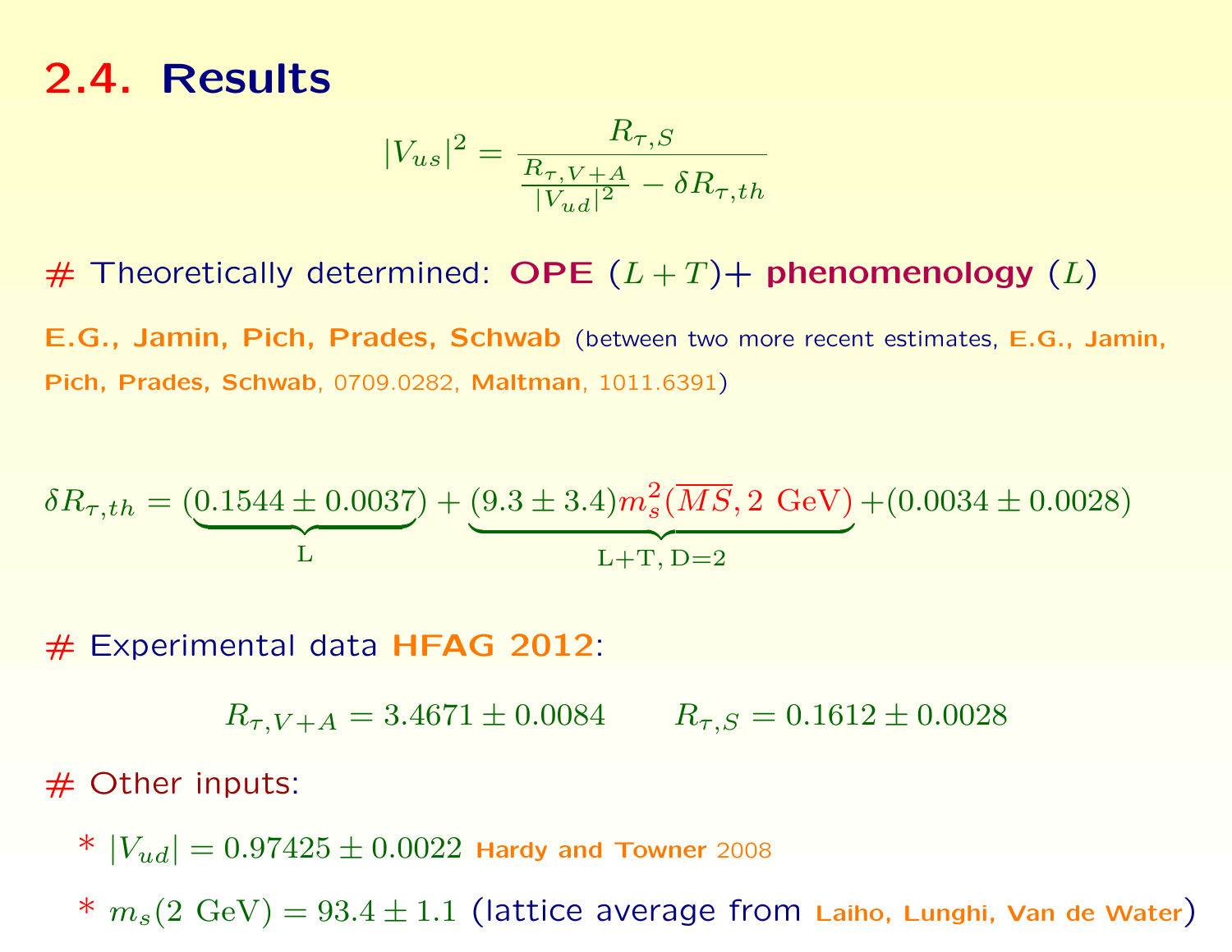## 2.4. Results

$$|V_{us}|^2 = \frac{R_{\tau,S}}{\frac{R_{\tau,V+A}}{|V_{ud}|^2} - \delta R_{\tau,th}}$$

# Theoretically determined: **OPE** $(L+T)$+ **phenomenology** $(L)$

**E.G., Jamin, Pich, Prades, Schwab** (between two more recent estimates, **E.G., Jamin, Pich, Prades, Schwab**, 0709.0282, **Maltman**, 1011.6391)

$$\delta R_{\tau,th} = (\underbrace{0.1544 \pm 0.0037}_{\text{L}}) + \underbrace{(9.3 \pm 3.4) m_s^2(\overline{MS}, 2 \text{ GeV})}_{\text{L+T, D=2}} + (0.0034 \pm 0.0028)$$

# Experimental data **HFAG 2012**:

$$R_{\tau,V+A} = 3.4671 \pm 0.0084 \qquad R_{\tau,S} = 0.1612 \pm 0.0028$$

# Other inputs:

* $|V_{ud}| = 0.97425 \pm 0.0022$ **Hardy and Towner** 2008

* $m_s(2 \text{ GeV}) = 93.4 \pm 1.1$ (lattice average from **Laiho, Lunghi, Van de Water**)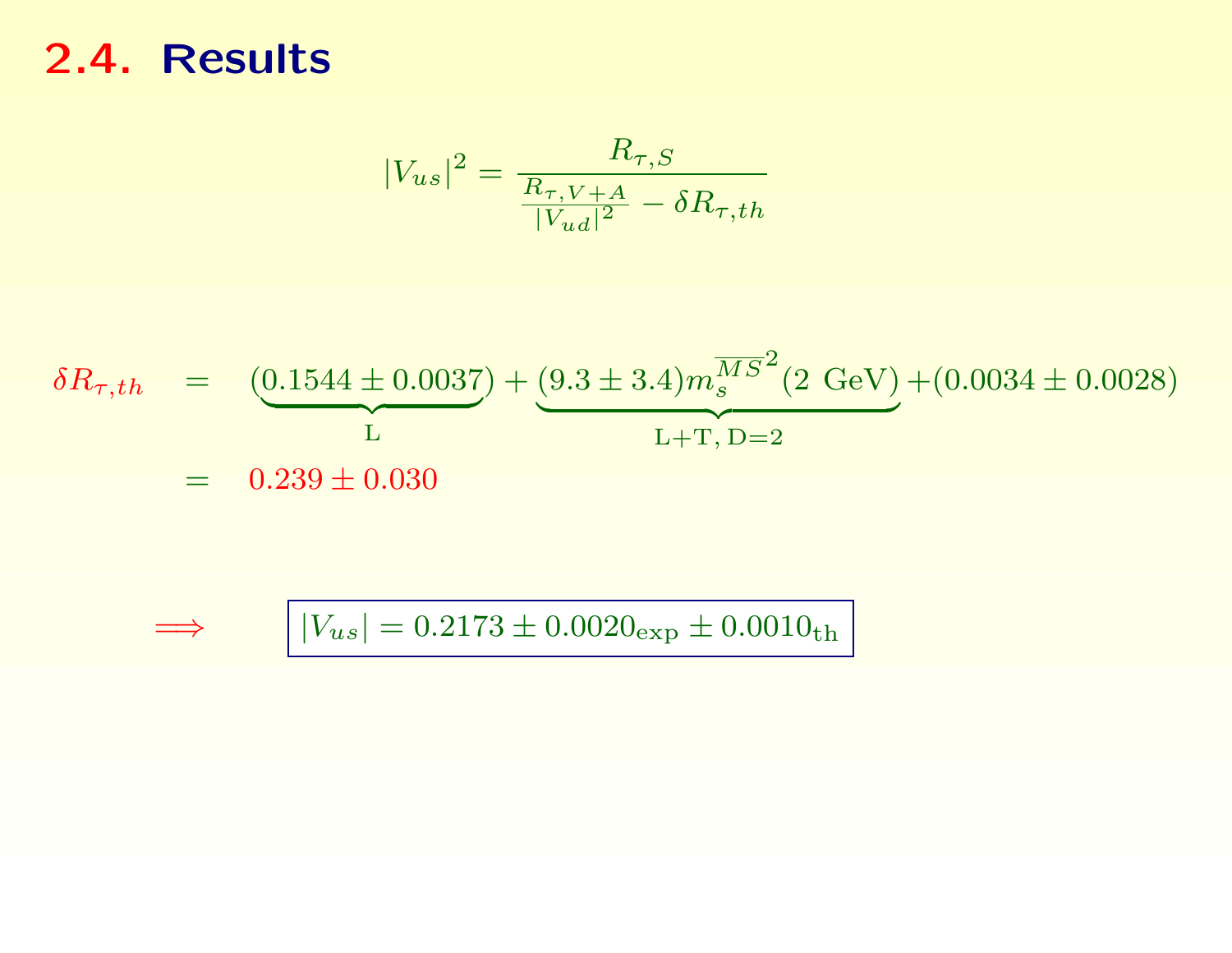# 2.4. Results

$$|V_{us}|^2 = \frac{R_{\tau,S}}{\frac{R_{\tau,V+A}}{|V_{ud}|^2} - \delta R_{\tau,th}}$$

$$\begin{aligned}
\delta R_{\tau,th} &= \underbrace{(0.1544 \pm 0.0037)}_{\text{L}} + \underbrace{(9.3 \pm 3.4) m_s^{\overline{MS}\,2}(2\ \text{GeV})}_{\text{L+T, D=2}} + (0.0034 \pm 0.0028) \\
&= 0.239 \pm 0.030
\end{aligned}$$

$$\Longrightarrow \qquad \boxed{|V_{us}| = 0.2173 \pm 0.0020_{\text{exp}} \pm 0.0010_{\text{th}}}$$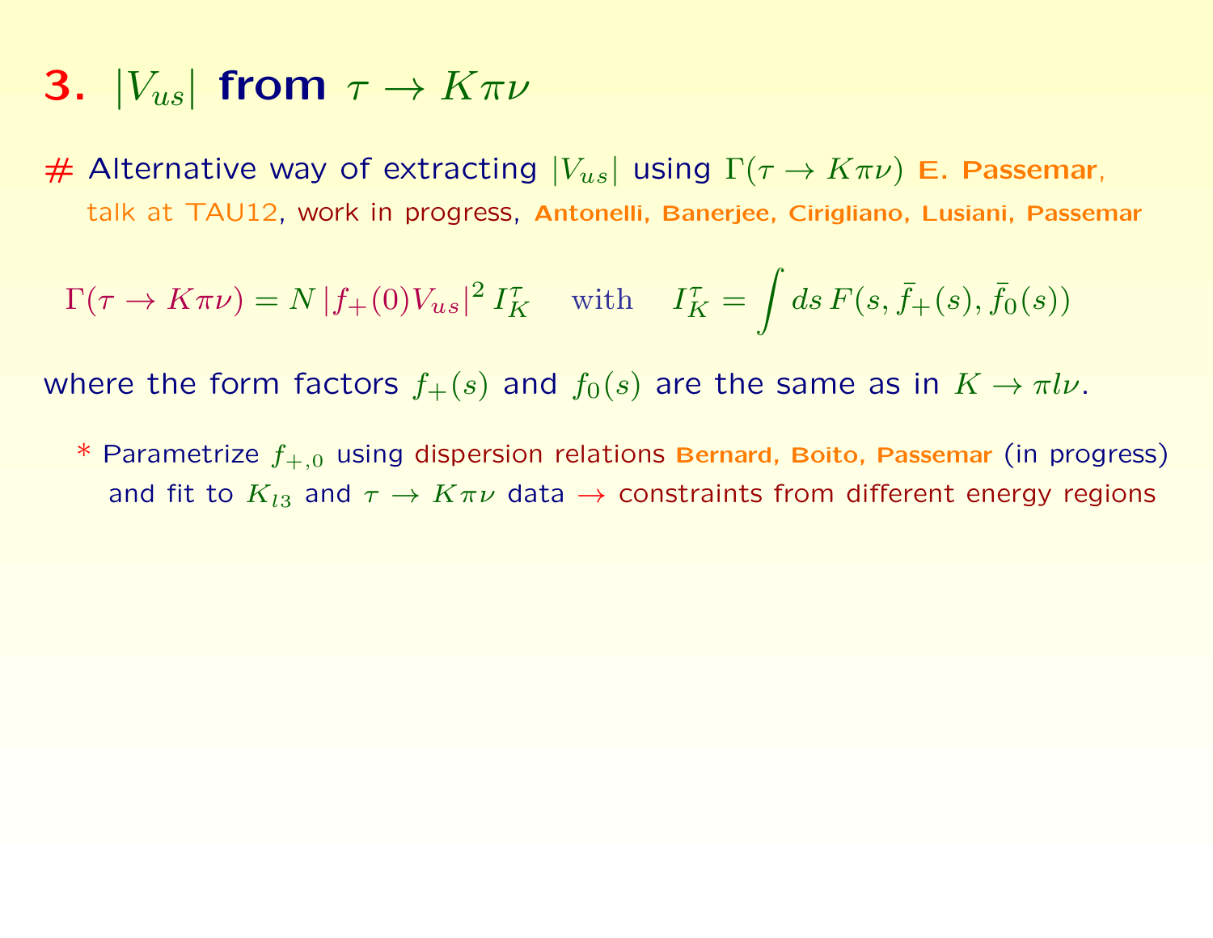# 3. $|V_{us}|$ from $\tau \to K\pi\nu$

# Alternative way of extracting $|V_{us}|$ using $\Gamma(\tau \to K\pi\nu)$ **E. Passemar**, talk at TAU12, work in progress, **Antonelli, Banerjee, Cirigliano, Lusiani, Passemar**

$$\Gamma(\tau \to K\pi\nu) = N\,|f_+(0)V_{us}|^2\, I_K^\tau \quad \text{with} \quad I_K^\tau = \int ds\, F(s, \bar{f}_+(s), \bar{f}_0(s))$$

where the form factors $f_+(s)$ and $f_0(s)$ are the same as in $K \to \pi l \nu$.

* Parametrize $f_{+,0}$ using dispersion relations **Bernard, Boito, Passemar** (in progress) and fit to $K_{l3}$ and $\tau \to K\pi\nu$ data $\to$ constraints from different energy regions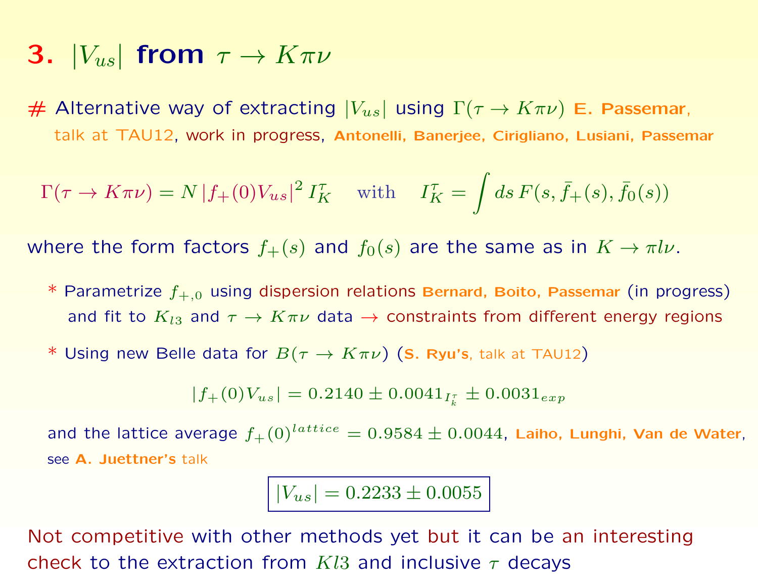# 3. $|V_{us}|$ from $\tau \to K\pi\nu$

\# Alternative way of extracting $|V_{us}|$ using $\Gamma(\tau \to K\pi\nu)$ **E. Passemar**, talk at TAU12, work in progress, **Antonelli, Banerjee, Cirigliano, Lusiani, Passemar**

$$\Gamma(\tau \to K\pi\nu) = N\,|f_+(0)V_{us}|^2\, I_K^\tau \quad \text{with} \quad I_K^\tau = \int ds\, F(s, \bar{f}_+(s), \bar{f}_0(s))$$

where the form factors $f_+(s)$ and $f_0(s)$ are the same as in $K \to \pi l \nu$.

- \* Parametrize $f_{+,0}$ using dispersion relations **Bernard, Boito, Passemar** (in progress) and fit to $K_{l3}$ and $\tau \to K\pi\nu$ data $\to$ constraints from different energy regions
- \* Using new Belle data for $B(\tau \to K\pi\nu)$ (**S. Ryu's**, talk at TAU12)

$$|f_+(0)V_{us}| = 0.2140 \pm 0.0041_{I_k^\tau} \pm 0.0031_{exp}$$

and the lattice average $f_+(0)^{lattice} = 0.9584 \pm 0.0044$, **Laiho, Lunghi, Van de Water**, see **A. Juettner's** talk

$$\boxed{|V_{us}| = 0.2233 \pm 0.0055}$$

Not competitive with other methods yet but it can be an interesting check to the extraction from $Kl3$ and inclusive $\tau$ decays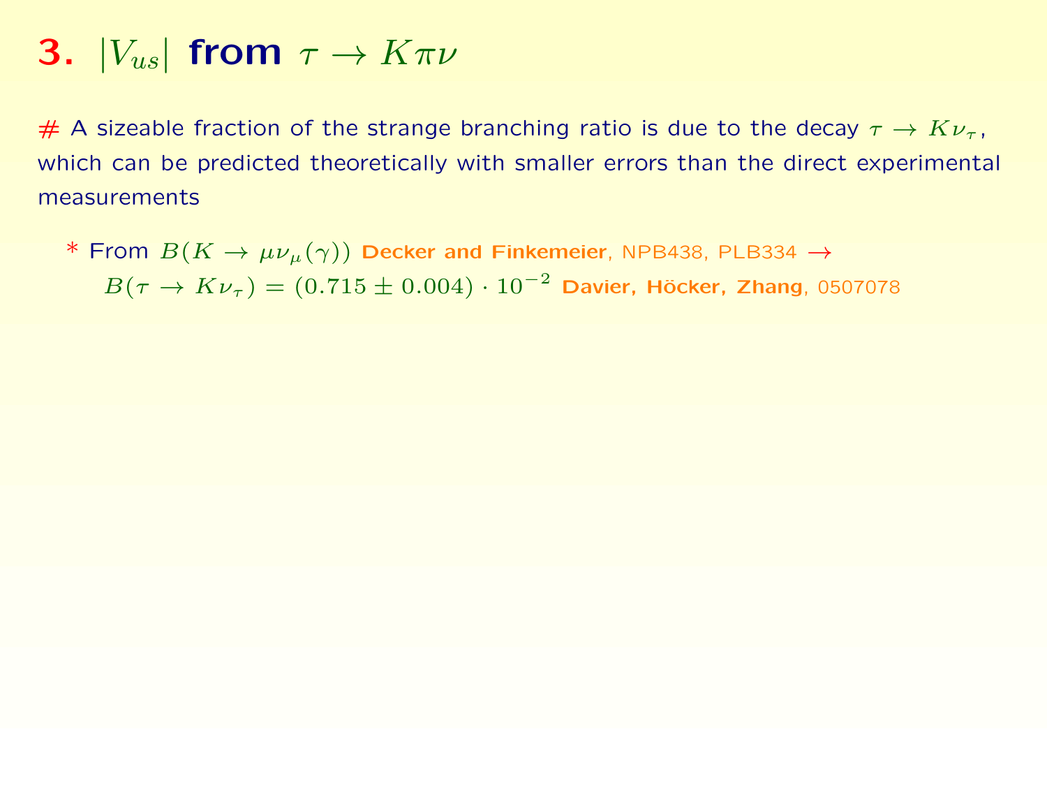# 3. $|V_{us}|$ from $\tau \to K\pi\nu$

# A sizeable fraction of the strange branching ratio is due to the decay $\tau \to K\nu_\tau$, which can be predicted theoretically with smaller errors than the direct experimental measurements

* From $B(K \to \mu\nu_\mu(\gamma))$ **Decker and Finkemeier**, NPB438, PLB334 $\to$
  $B(\tau \to K\nu_\tau) = (0.715 \pm 0.004) \cdot 10^{-2}$ **Davier, Höcker, Zhang**, 0507078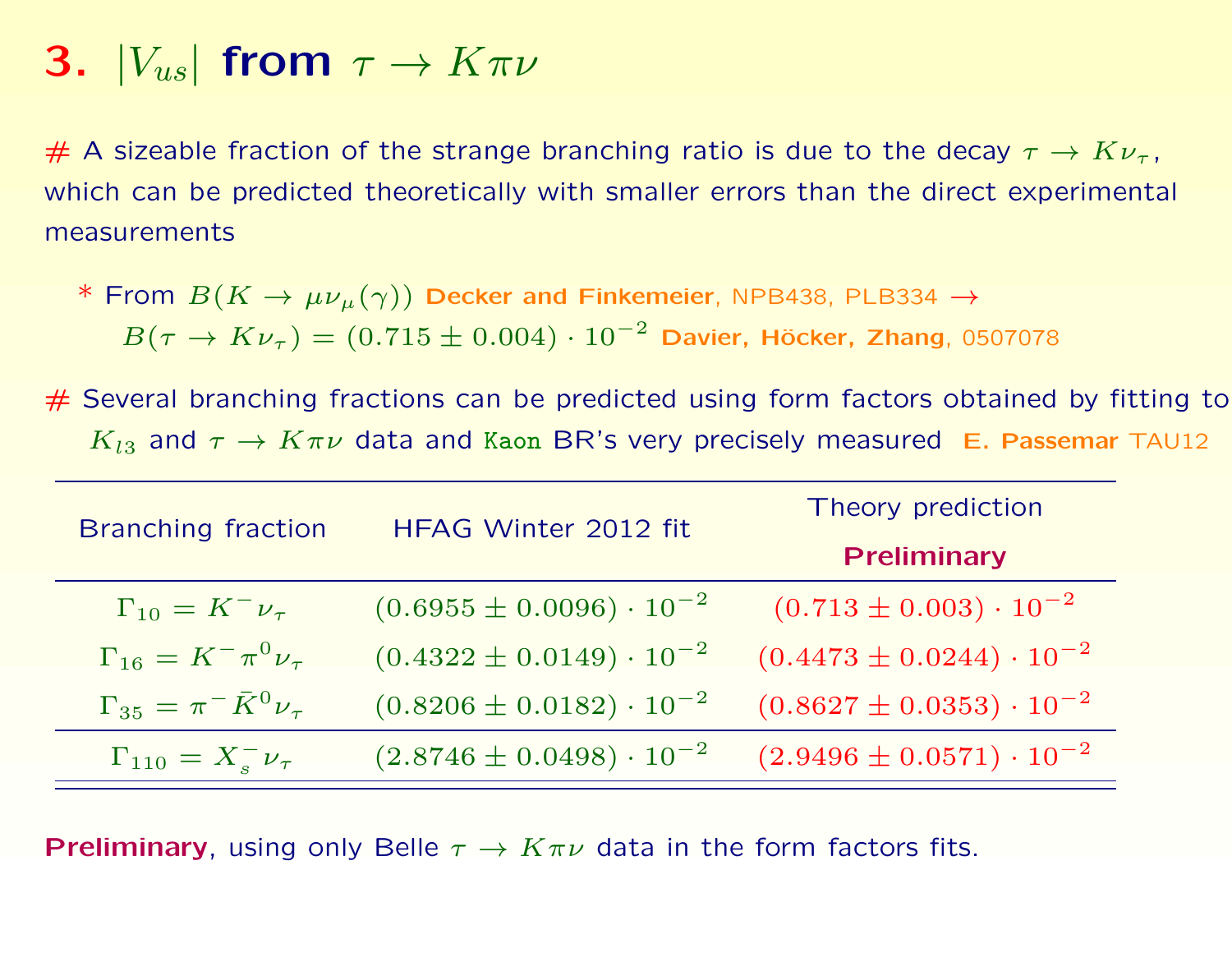# 3. $|V_{us}|$ from $\tau \to K\pi\nu$

# A sizeable fraction of the strange branching ratio is due to the decay $\tau \to K\nu_\tau$, which can be predicted theoretically with smaller errors than the direct experimental measurements

* From $B(K \to \mu\nu_\mu(\gamma))$ **Decker and Finkemeier**, NPB438, PLB334 $\to$
  $B(\tau \to K\nu_\tau) = (0.715 \pm 0.004) \cdot 10^{-2}$ **Davier, Höcker, Zhang**, 0507078

# Several branching fractions can be predicted using form factors obtained by fitting to $K_{l3}$ and $\tau \to K\pi\nu$ data and Kaon BR's very precisely measured **E. Passemar** TAU12

| Branching fraction | HFAG Winter 2012 fit | Theory prediction **Preliminary** |
|---|---|---|
| $\Gamma_{10} = K^-\nu_\tau$ | $(0.6955 \pm 0.0096) \cdot 10^{-2}$ | $(0.713 \pm 0.003) \cdot 10^{-2}$ |
| $\Gamma_{16} = K^-\pi^0\nu_\tau$ | $(0.4322 \pm 0.0149) \cdot 10^{-2}$ | $(0.4473 \pm 0.0244) \cdot 10^{-2}$ |
| $\Gamma_{35} = \pi^-\bar{K}^0\nu_\tau$ | $(0.8206 \pm 0.0182) \cdot 10^{-2}$ | $(0.8627 \pm 0.0353) \cdot 10^{-2}$ |
| $\Gamma_{110} = X_s^-\nu_\tau$ | $(2.8746 \pm 0.0498) \cdot 10^{-2}$ | $(2.9496 \pm 0.0571) \cdot 10^{-2}$ |

**Preliminary**, using only Belle $\tau \to K\pi\nu$ data in the form factors fits.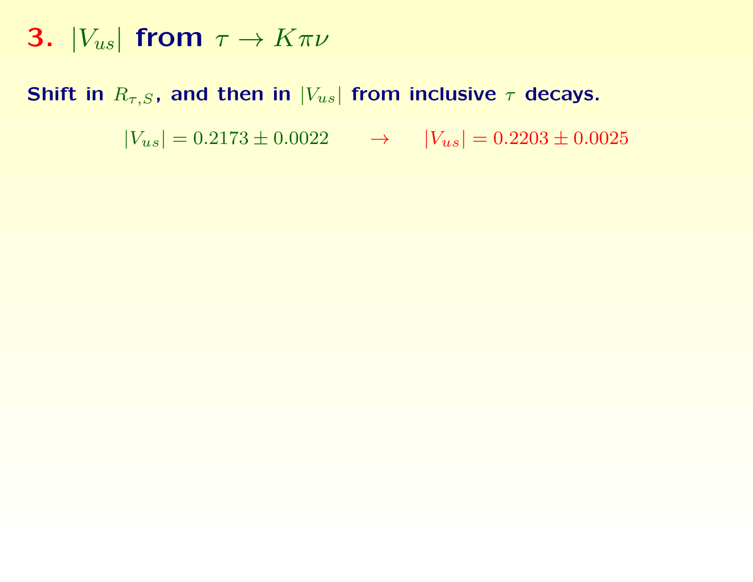# **3.** $|V_{us}|$ from $\tau \to K\pi\nu$

**Shift in $R_{\tau,S}$, and then in $|V_{us}|$ from inclusive $\tau$ decays.**

$$|V_{us}| = 0.2173 \pm 0.0022 \qquad \to \qquad |V_{us}| = 0.2203 \pm 0.0025$$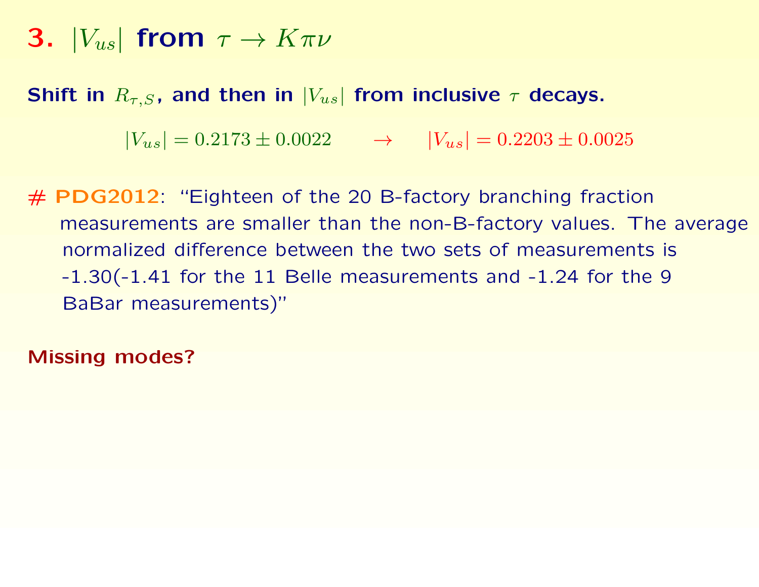# 3. $|V_{us}|$ from $\tau \to K\pi\nu$

**Shift in $R_{\tau,S}$, and then in $|V_{us}|$ from inclusive $\tau$ decays.**

$$|V_{us}| = 0.2173 \pm 0.0022 \qquad \to \qquad |V_{us}| = 0.2203 \pm 0.0025$$

# **PDG2012**: "Eighteen of the 20 B-factory branching fraction measurements are smaller than the non-B-factory values. The average normalized difference between the two sets of measurements is -1.30(-1.41 for the 11 Belle measurements and -1.24 for the 9 BaBar measurements)"

**Missing modes?**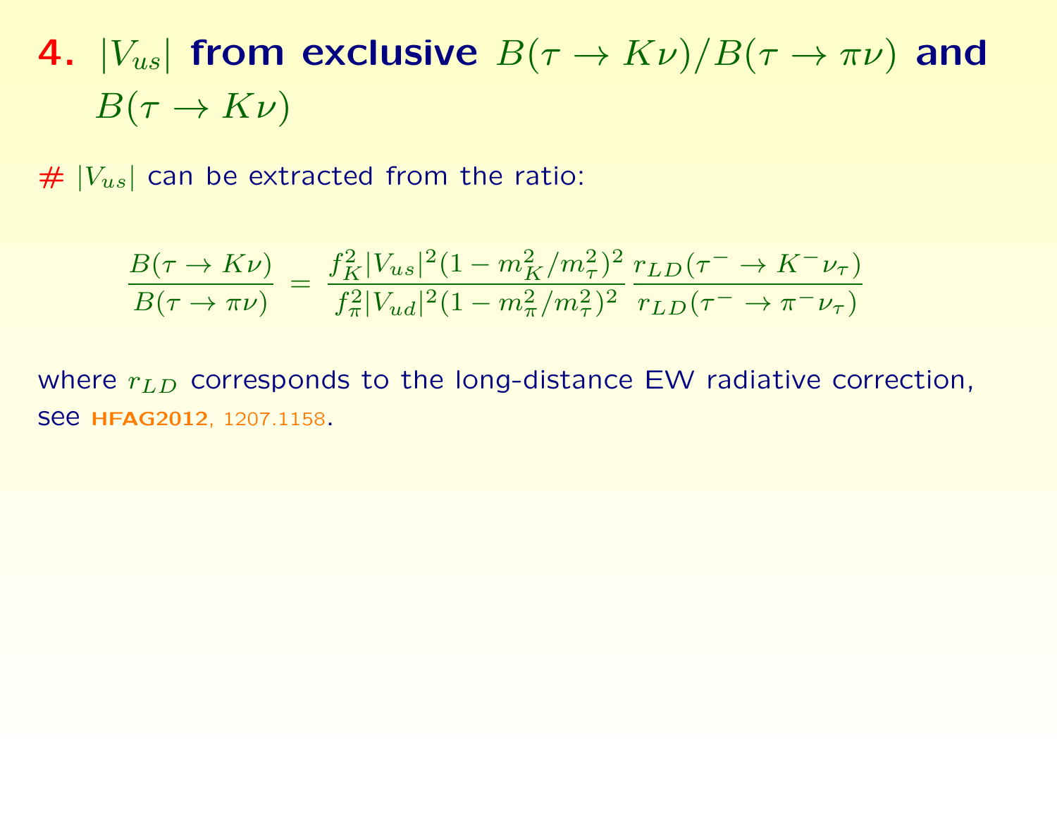## 4. $|V_{us}|$ from exclusive $B(\tau \to K\nu)/B(\tau \to \pi\nu)$ and $B(\tau \to K\nu)$

# $|V_{us}|$ can be extracted from the ratio:

$$\frac{B(\tau \to K\nu)}{B(\tau \to \pi\nu)} = \frac{f_K^2 |V_{us}|^2 (1 - m_K^2/m_\tau^2)^2}{f_\pi^2 |V_{ud}|^2 (1 - m_\pi^2/m_\tau^2)^2} \frac{r_{LD}(\tau^- \to K^- \nu_\tau)}{r_{LD}(\tau^- \to \pi^- \nu_\tau)}$$

where $r_{LD}$ corresponds to the long-distance EW radiative correction, see **HFAG2012**, 1207.1158.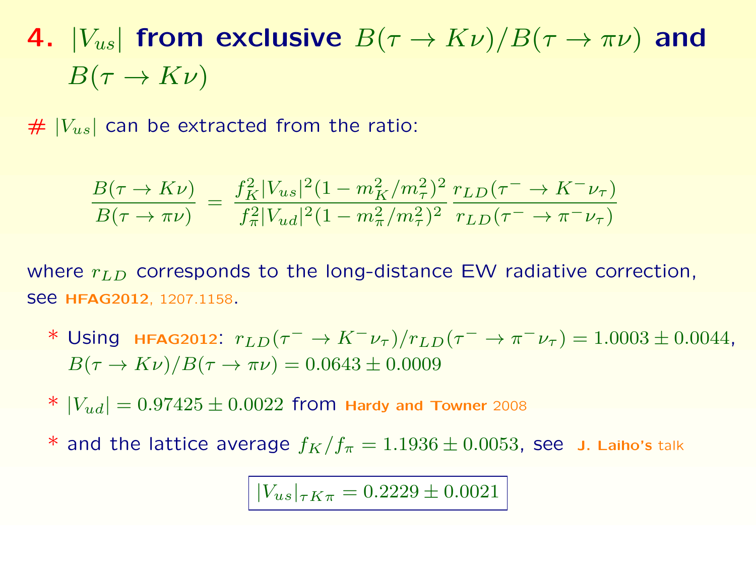# 4. $|V_{us}|$ from exclusive $B(\tau \to K\nu)/B(\tau \to \pi\nu)$ and $B(\tau \to K\nu)$

# $|V_{us}|$ can be extracted from the ratio:

$$\frac{B(\tau \to K\nu)}{B(\tau \to \pi\nu)} = \frac{f_K^2 |V_{us}|^2 (1 - m_K^2/m_\tau^2)^2}{f_\pi^2 |V_{ud}|^2 (1 - m_\pi^2/m_\tau^2)^2} \frac{r_{LD}(\tau^- \to K^- \nu_\tau)}{r_{LD}(\tau^- \to \pi^- \nu_\tau)}$$

where $r_{LD}$ corresponds to the long-distance EW radiative correction, see **HFAG2012**, 1207.1158.

* Using **HFAG2012**: $r_{LD}(\tau^- \to K^- \nu_\tau)/r_{LD}(\tau^- \to \pi^- \nu_\tau) = 1.0003 \pm 0.0044$, $B(\tau \to K\nu)/B(\tau \to \pi\nu) = 0.0643 \pm 0.0009$
* $|V_{ud}| = 0.97425 \pm 0.0022$ from **Hardy and Towner** 2008
* and the lattice average $f_K/f_\pi = 1.1936 \pm 0.0053$, see **J. Laiho's** talk

$$\boxed{|V_{us}|_{\tau K \pi} = 0.2229 \pm 0.0021}$$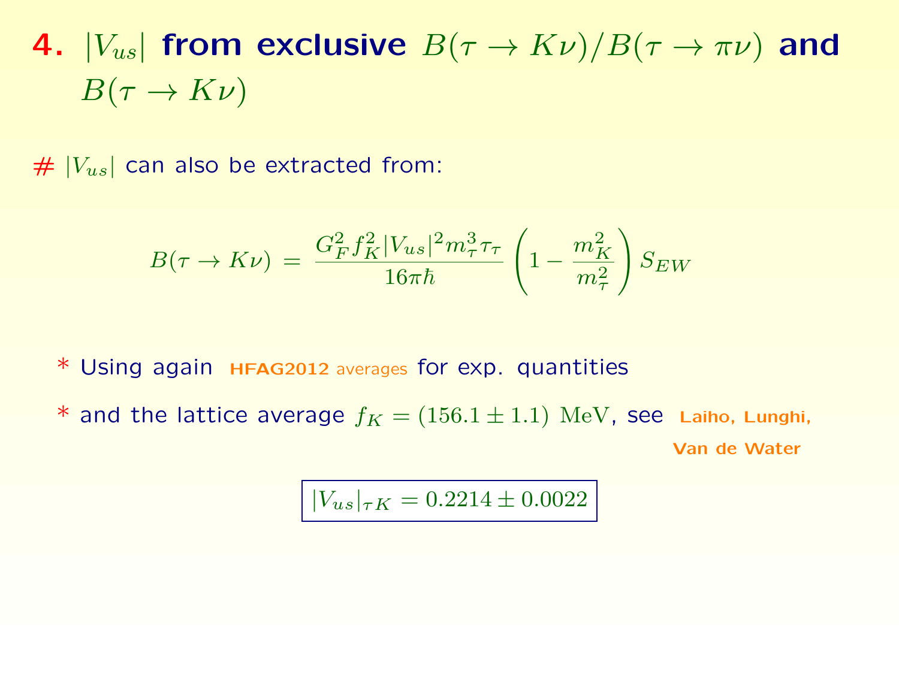# 4. $|V_{us}|$ from exclusive $B(\tau \to K\nu)/B(\tau \to \pi\nu)$ and $B(\tau \to K\nu)$

# $|V_{us}|$ can also be extracted from:

$$B(\tau \to K\nu) = \frac{G_F^2 f_K^2 |V_{us}|^2 m_\tau^3 \tau_\tau}{16\pi\hbar} \left(1 - \frac{m_K^2}{m_\tau^2}\right) S_{EW}$$

* Using again **HFAG2012** averages for exp. quantities

* and the lattice average $f_K = (156.1 \pm 1.1)$ MeV, see **Laiho, Lunghi, Van de Water**

$$\boxed{|V_{us}|_{\tau K} = 0.2214 \pm 0.0022}$$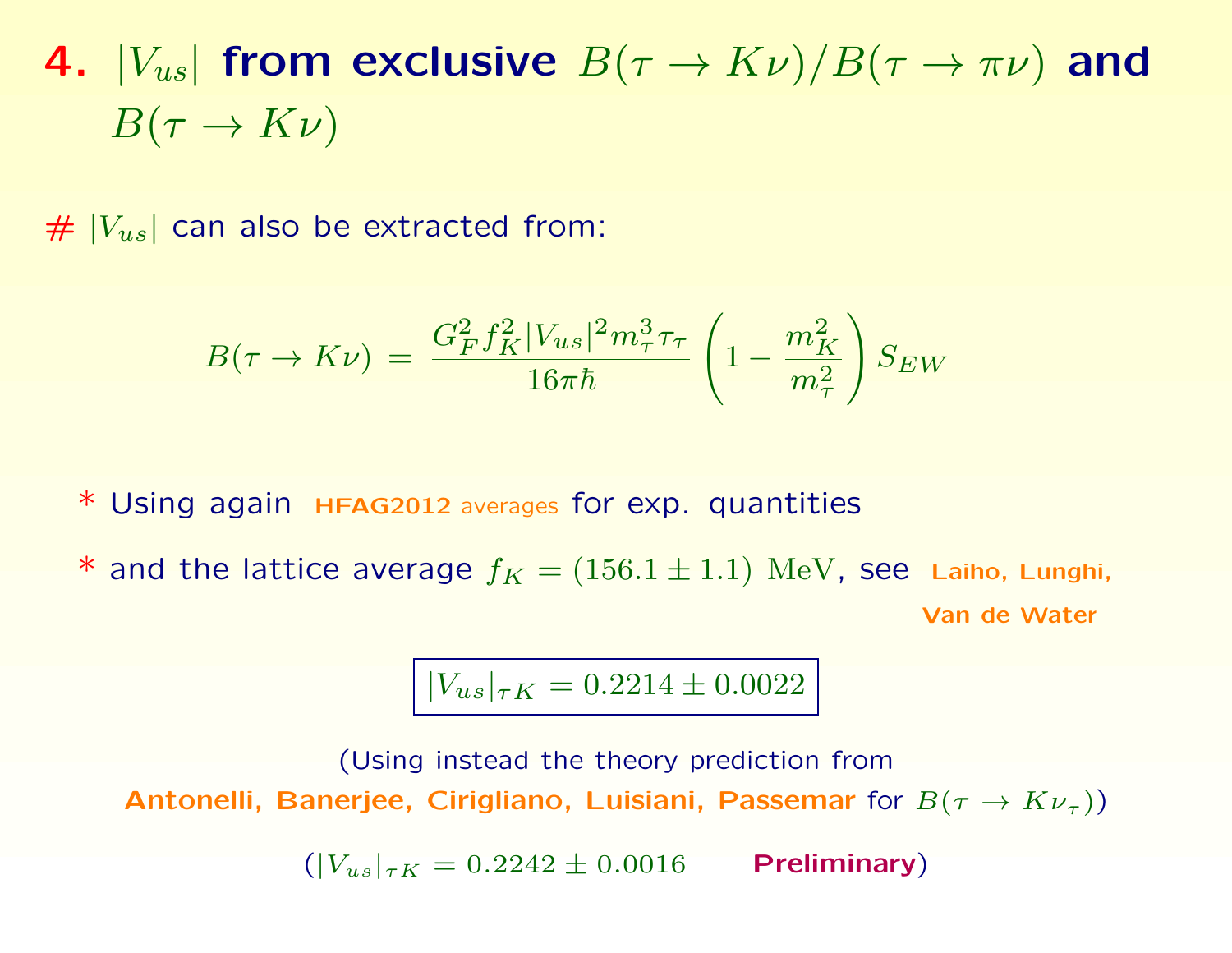# 4. $|V_{us}|$ from exclusive $B(\tau \to K\nu)/B(\tau \to \pi\nu)$ and $B(\tau \to K\nu)$

# $|V_{us}|$ can also be extracted from:

$$B(\tau \to K\nu) = \frac{G_F^2 f_K^2 |V_{us}|^2 m_\tau^3 \tau_\tau}{16\pi\hbar} \left(1 - \frac{m_K^2}{m_\tau^2}\right) S_{EW}$$

* Using again **HFAG2012** averages for exp. quantities
* and the lattice average $f_K = (156.1 \pm 1.1)$ MeV, see **Laiho, Lunghi, Van de Water**

$$\boxed{|V_{us}|_{\tau K} = 0.2214 \pm 0.0022}$$

(Using instead the theory prediction from **Antonelli, Banerjee, Cirigliano, Luisiani, Passemar** for $B(\tau \to K\nu_\tau)$)

($|V_{us}|_{\tau K} = 0.2242 \pm 0.0016$ **Preliminary**)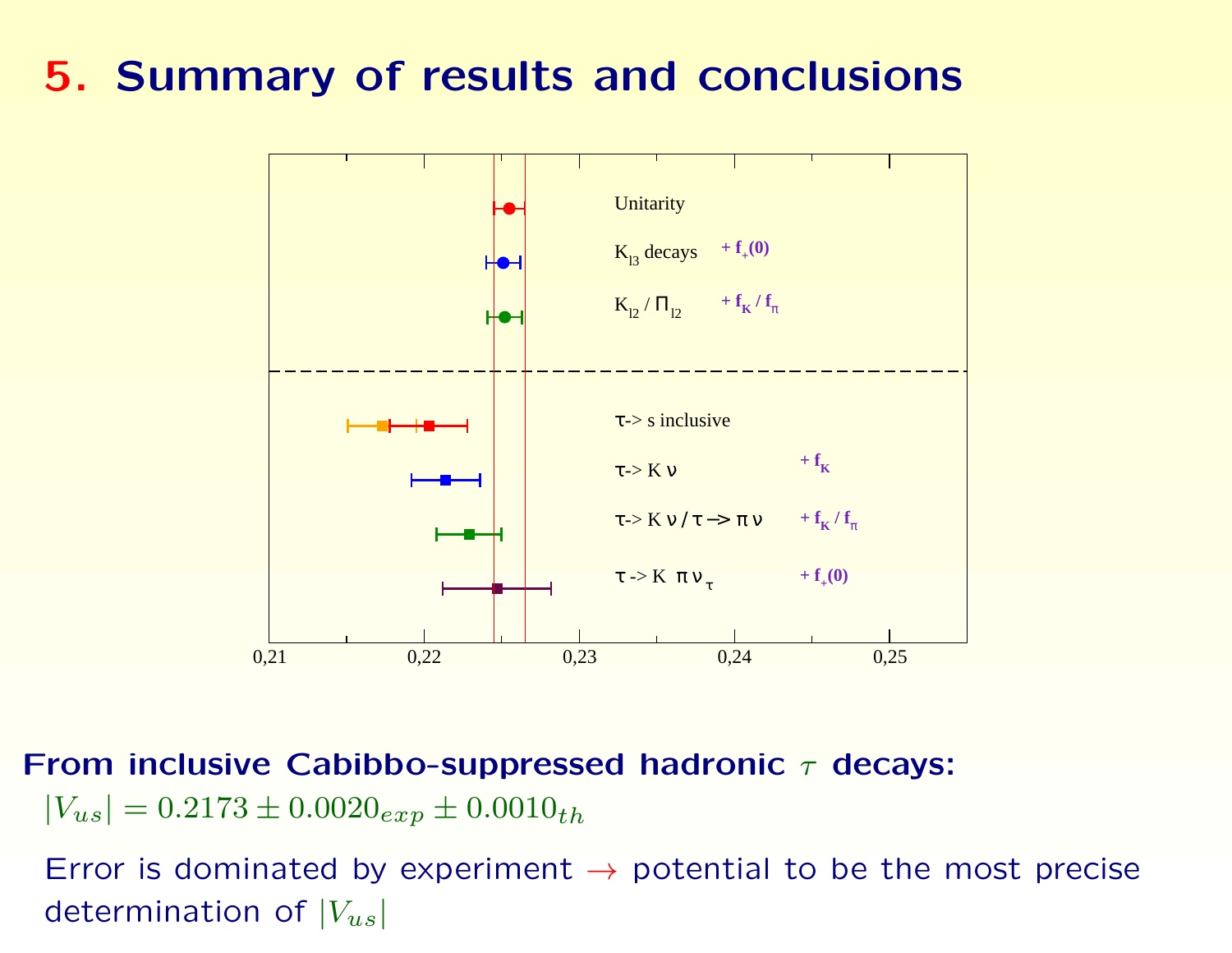# 5. Summary of results and conclusions

Unitarity

$K_{l3}$ decays $+ f_+(0)$

$K_{l2} / \Pi_{l2}$ $+ f_K / f_\pi$

$\tau$-> s inclusive

$\tau$-> K $\nu$ $+ f_K$

$\tau$-> K $\nu$ / $\tau$ -> $\pi\nu$ $+ f_K / f_\pi$

$\tau$ -> K $\pi\nu_\tau$ $+ f_+(0)$

0,21 0,22 0,23 0,24 0,25

**From inclusive Cabibbo-suppressed hadronic $\tau$ decays:**

$|V_{us}| = 0.2173 \pm 0.0020_{exp} \pm 0.0010_{th}$

Error is dominated by experiment $\rightarrow$ potential to be the most precise determination of $|V_{us}|$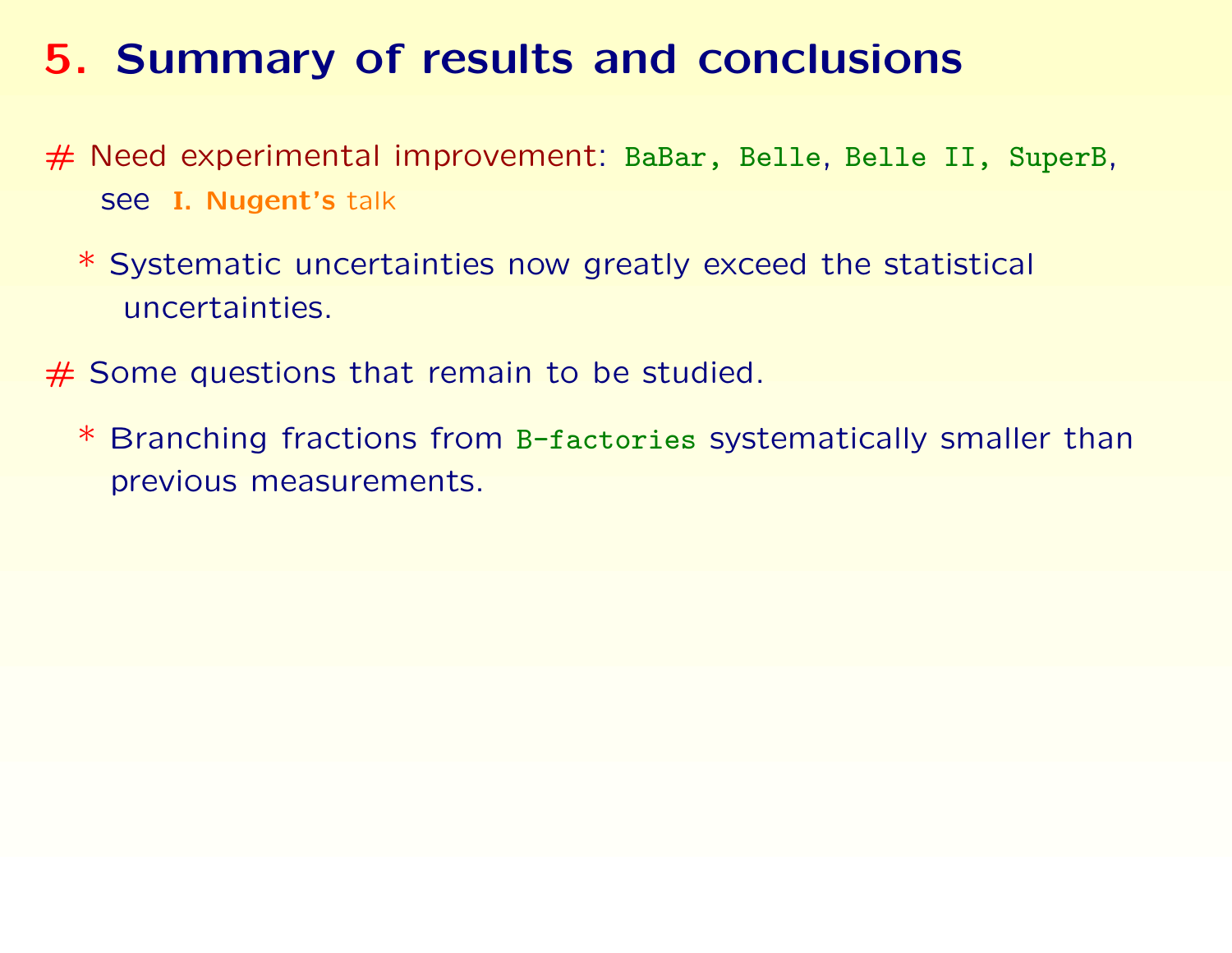## 5. Summary of results and conclusions

# Need experimental improvement: BaBar, Belle, Belle II, SuperB, see **I. Nugent's** talk

- Systematic uncertainties now greatly exceed the statistical uncertainties.

# Some questions that remain to be studied.

- Branching fractions from B-factories systematically smaller than previous measurements.